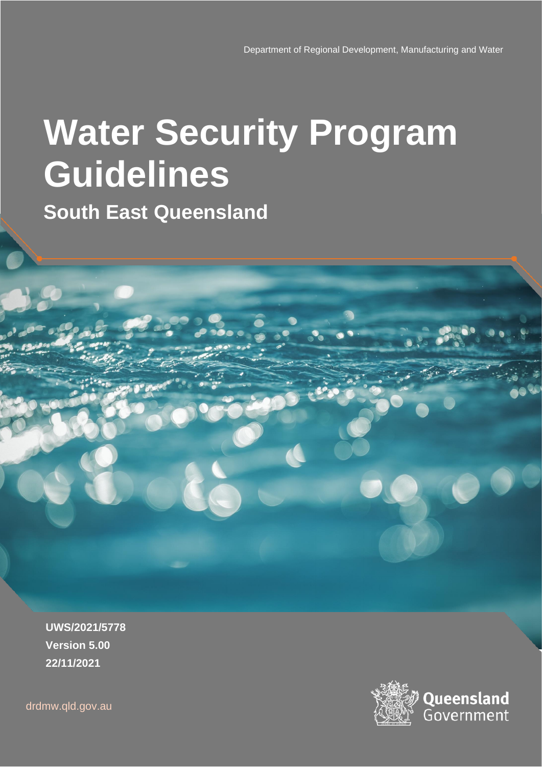Department of Regional Development, Manufacturing and Water

# Water Security Program Guidelines

## South East Queensland

**UWS/2021/5778**

**Version 5.00**

**22/11/2021**

drdmw.qld.gov.au

Queensland Government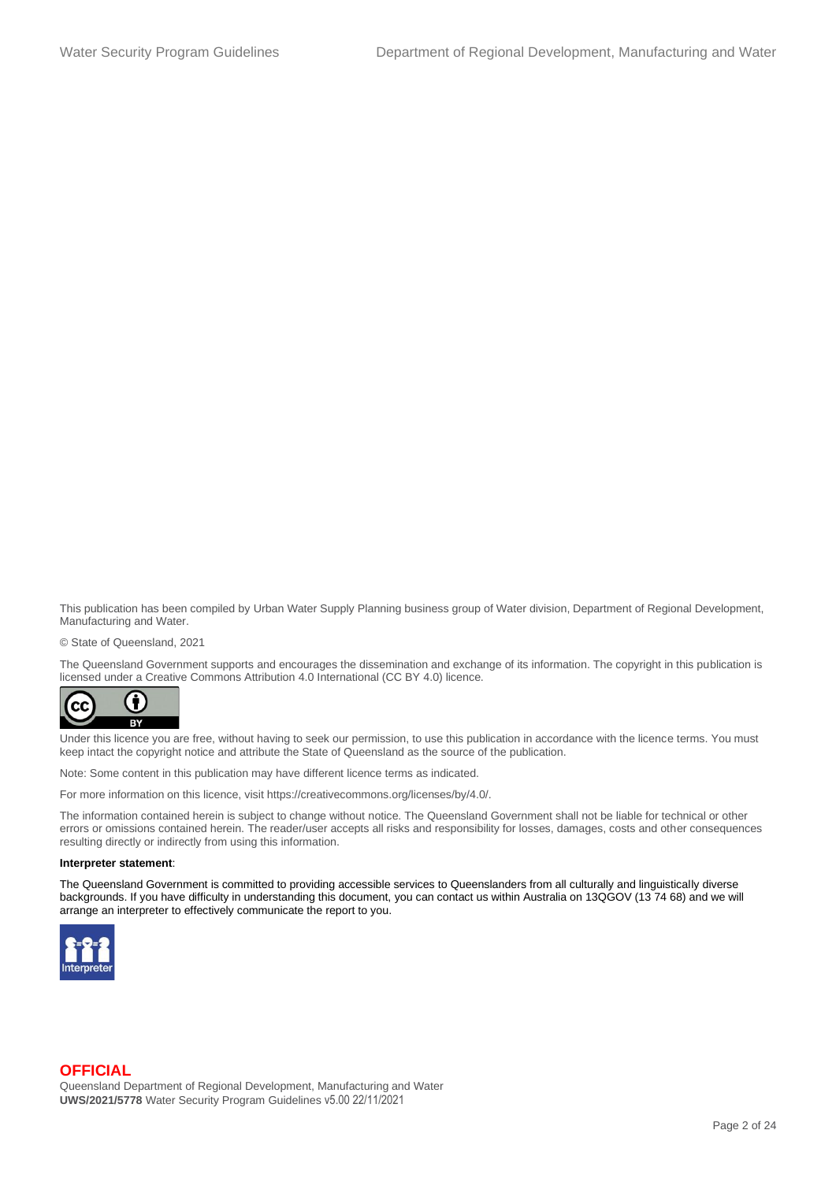This publication has been compiled by Urban Water Supply Planning business group of Water division, Department of Regional Development, Manufacturing and Water.

© State of Queensland, 2021

The Queensland Government supports and encourages the dissemination and exchange of its information. The copyright in this publication is licensed under a Creative Commons Attribution 4.0 International (CC BY 4.0) licence.

Under this licence you are free, without having to seek our permission, to use this publication in accordance with the licence terms. You must keep intact the copyright notice and attribute the State of Queensland as the source of the publication.

Note: Some content in this publication may have different licence terms as indicated.

For more information on this licence, visit https://creativecommons.org/licenses/by/4.0/.

The information contained herein is subject to change without notice. The Queensland Government shall not be liable for technical or other errors or omissions contained herein. The reader/user accepts all risks and responsibility for losses, damages, costs and other consequences resulting directly or indirectly from using this information.

**Interpreter statement**:

The Queensland Government is committed to providing accessible services to Queenslanders from all culturally and linguistically diverse backgrounds. If you have difficulty in understanding this document, you can contact us within Australia on 13QGOV (13 74 68) and we will arrange an interpreter to effectively communicate the report to you.

**OFFICIAL**

Queensland Department of Regional Development, Manufacturing and Water

**UWS/2021/5778** Water Security Program Guidelines v5.00 22/11/2021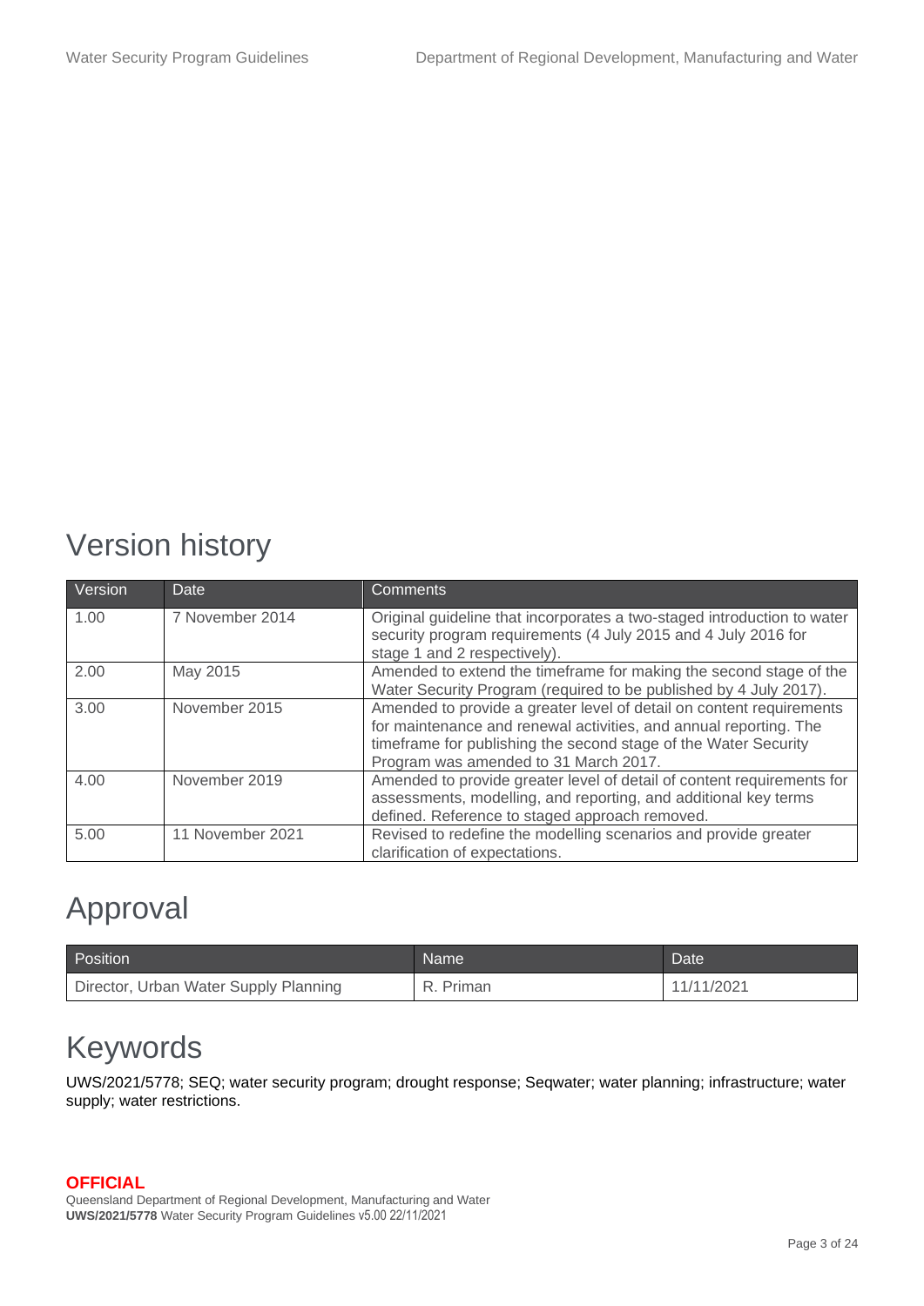# Version history

| Version | Date | Comments |
| --- | --- | --- |
| 1.00 | 7 November 2014 | Original guideline that incorporates a two-staged introduction to water security program requirements (4 July 2015 and 4 July 2016 for stage 1 and 2 respectively). |
| 2.00 | May 2015 | Amended to extend the timeframe for making the second stage of the Water Security Program (required to be published by 4 July 2017). |
| 3.00 | November 2015 | Amended to provide a greater level of detail on content requirements for maintenance and renewal activities, and annual reporting. The timeframe for publishing the second stage of the Water Security Program was amended to 31 March 2017. |
| 4.00 | November 2019 | Amended to provide greater level of detail of content requirements for assessments, modelling, and reporting, and additional key terms defined. Reference to staged approach removed. |
| 5.00 | 11 November 2021 | Revised to redefine the modelling scenarios and provide greater clarification of expectations. |

# Approval

| Position | Name | Date |
| --- | --- | --- |
| Director, Urban Water Supply Planning | R. Priman | 11/11/2021 |

# Keywords

UWS/2021/5778; SEQ; water security program; drought response; Seqwater; water planning; infrastructure; water supply; water restrictions.

**OFFICIAL**

Queensland Department of Regional Development, Manufacturing and Water
**UWS/2021/5778** Water Security Program Guidelines v5.00 22/11/2021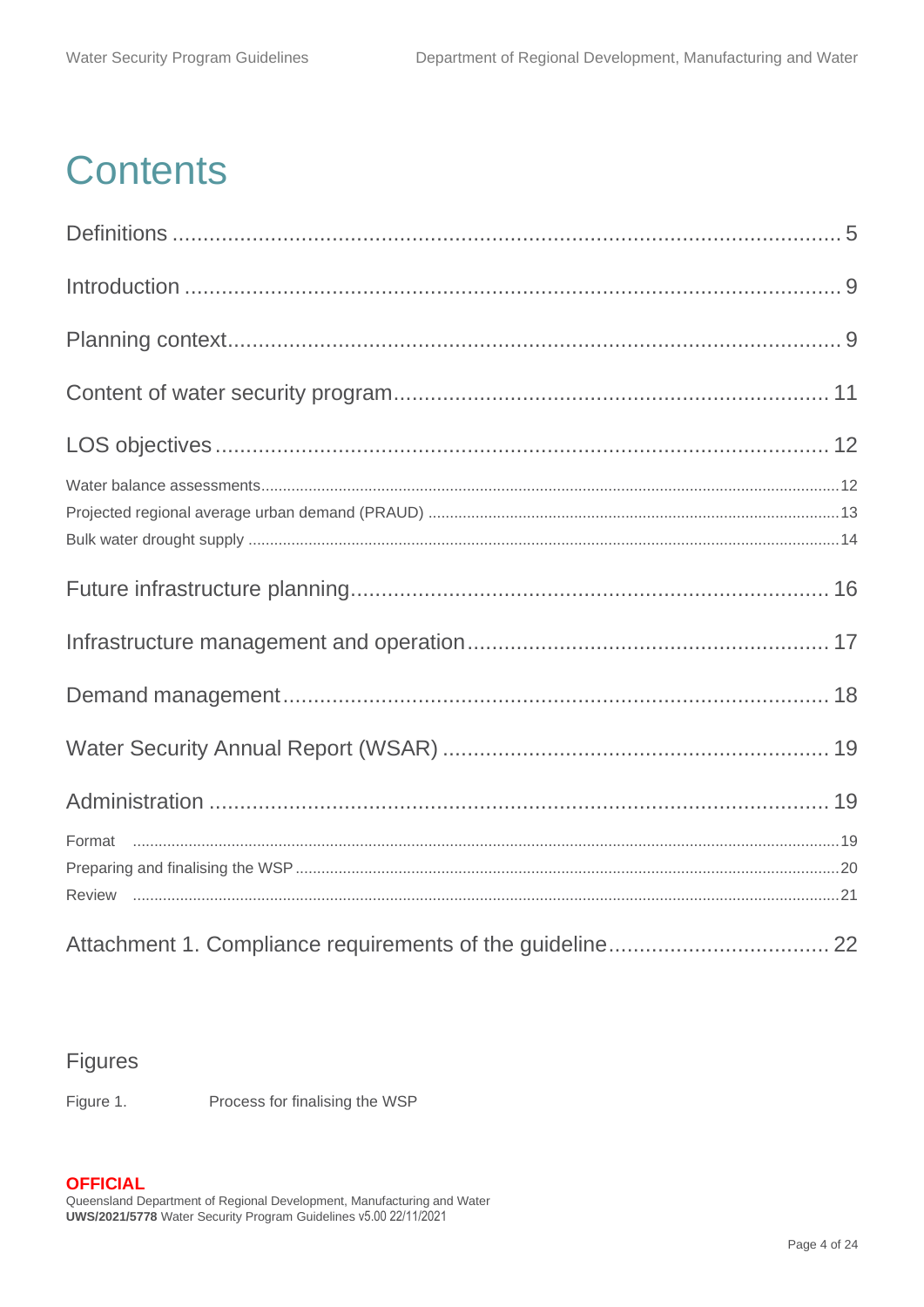# Contents

Definitions ..... 5

Introduction ..... 9

Planning context ..... 9

Content of water security program ..... 11

LOS objectives ..... 12

- Water balance assessments ..... 12
- Projected regional average urban demand (PRAUD) ..... 13
- Bulk water drought supply ..... 14

Future infrastructure planning ..... 16

Infrastructure management and operation ..... 17

Demand management ..... 18

Water Security Annual Report (WSAR) ..... 19

Administration ..... 19

- Format ..... 19
- Preparing and finalising the WSP ..... 20
- Review ..... 21

Attachment 1. Compliance requirements of the guideline ..... 22

## Figures

Figure 1. Process for finalising the WSP

OFFICIAL
Queensland Department of Regional Development, Manufacturing and Water
**UWS/2021/5778** Water Security Program Guidelines v5.00 22/11/2021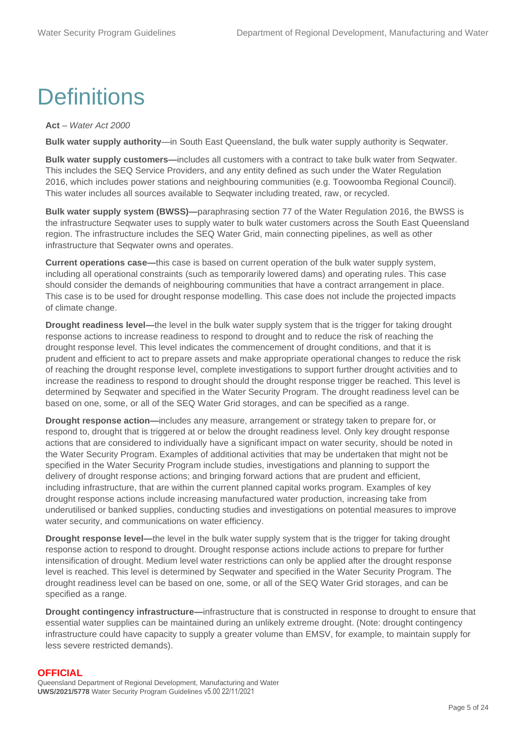# Definitions

**Act** – *Water Act 2000*

**Bulk water supply authority**—in South East Queensland, the bulk water supply authority is Seqwater.

**Bulk water supply customers—**includes all customers with a contract to take bulk water from Seqwater. This includes the SEQ Service Providers, and any entity defined as such under the Water Regulation 2016, which includes power stations and neighbouring communities (e.g. Toowoomba Regional Council). This water includes all sources available to Seqwater including treated, raw, or recycled.

**Bulk water supply system (BWSS)—**paraphrasing section 77 of the Water Regulation 2016, the BWSS is the infrastructure Seqwater uses to supply water to bulk water customers across the South East Queensland region. The infrastructure includes the SEQ Water Grid, main connecting pipelines, as well as other infrastructure that Seqwater owns and operates.

**Current operations case—**this case is based on current operation of the bulk water supply system, including all operational constraints (such as temporarily lowered dams) and operating rules. This case should consider the demands of neighbouring communities that have a contract arrangement in place. This case is to be used for drought response modelling. This case does not include the projected impacts of climate change.

**Drought readiness level—**the level in the bulk water supply system that is the trigger for taking drought response actions to increase readiness to respond to drought and to reduce the risk of reaching the drought response level. This level indicates the commencement of drought conditions, and that it is prudent and efficient to act to prepare assets and make appropriate operational changes to reduce the risk of reaching the drought response level, complete investigations to support further drought activities and to increase the readiness to respond to drought should the drought response trigger be reached. This level is determined by Seqwater and specified in the Water Security Program. The drought readiness level can be based on one, some, or all of the SEQ Water Grid storages, and can be specified as a range.

**Drought response action—**includes any measure, arrangement or strategy taken to prepare for, or respond to, drought that is triggered at or below the drought readiness level. Only key drought response actions that are considered to individually have a significant impact on water security, should be noted in the Water Security Program. Examples of additional activities that may be undertaken that might not be specified in the Water Security Program include studies, investigations and planning to support the delivery of drought response actions; and bringing forward actions that are prudent and efficient, including infrastructure, that are within the current planned capital works program. Examples of key drought response actions include increasing manufactured water production, increasing take from underutilised or banked supplies, conducting studies and investigations on potential measures to improve water security, and communications on water efficiency.

**Drought response level—**the level in the bulk water supply system that is the trigger for taking drought response action to respond to drought. Drought response actions include actions to prepare for further intensification of drought. Medium level water restrictions can only be applied after the drought response level is reached. This level is determined by Seqwater and specified in the Water Security Program. The drought readiness level can be based on one, some, or all of the SEQ Water Grid storages, and can be specified as a range.

**Drought contingency infrastructure—**infrastructure that is constructed in response to drought to ensure that essential water supplies can be maintained during an unlikely extreme drought. (Note: drought contingency infrastructure could have capacity to supply a greater volume than EMSV, for example, to maintain supply for less severe restricted demands).

**OFFICIAL**

Queensland Department of Regional Development, Manufacturing and Water
**UWS/2021/5778** Water Security Program Guidelines v5.00 22/11/2021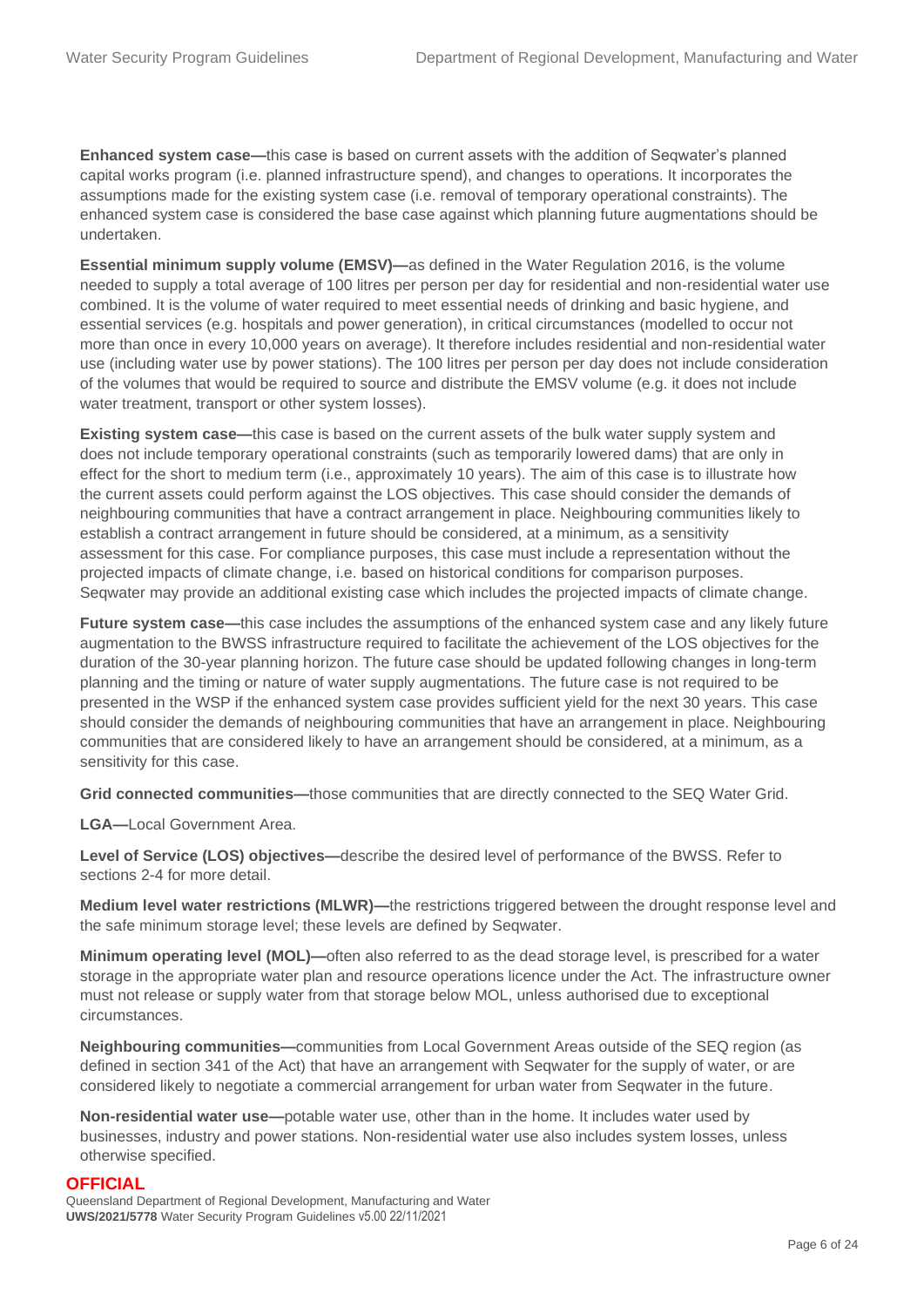**Enhanced system case—**this case is based on current assets with the addition of Seqwater's planned capital works program (i.e. planned infrastructure spend), and changes to operations. It incorporates the assumptions made for the existing system case (i.e. removal of temporary operational constraints). The enhanced system case is considered the base case against which planning future augmentations should be undertaken.

**Essential minimum supply volume (EMSV)—**as defined in the Water Regulation 2016, is the volume needed to supply a total average of 100 litres per person per day for residential and non-residential water use combined. It is the volume of water required to meet essential needs of drinking and basic hygiene, and essential services (e.g. hospitals and power generation), in critical circumstances (modelled to occur not more than once in every 10,000 years on average). It therefore includes residential and non-residential water use (including water use by power stations). The 100 litres per person per day does not include consideration of the volumes that would be required to source and distribute the EMSV volume (e.g. it does not include water treatment, transport or other system losses).

**Existing system case—**this case is based on the current assets of the bulk water supply system and does not include temporary operational constraints (such as temporarily lowered dams) that are only in effect for the short to medium term (i.e., approximately 10 years). The aim of this case is to illustrate how the current assets could perform against the LOS objectives. This case should consider the demands of neighbouring communities that have a contract arrangement in place. Neighbouring communities likely to establish a contract arrangement in future should be considered, at a minimum, as a sensitivity assessment for this case. For compliance purposes, this case must include a representation without the projected impacts of climate change, i.e. based on historical conditions for comparison purposes. Seqwater may provide an additional existing case which includes the projected impacts of climate change.

**Future system case—**this case includes the assumptions of the enhanced system case and any likely future augmentation to the BWSS infrastructure required to facilitate the achievement of the LOS objectives for the duration of the 30-year planning horizon. The future case should be updated following changes in long-term planning and the timing or nature of water supply augmentations. The future case is not required to be presented in the WSP if the enhanced system case provides sufficient yield for the next 30 years. This case should consider the demands of neighbouring communities that have an arrangement in place. Neighbouring communities that are considered likely to have an arrangement should be considered, at a minimum, as a sensitivity for this case.

**Grid connected communities—**those communities that are directly connected to the SEQ Water Grid.

**LGA—**Local Government Area.

**Level of Service (LOS) objectives—**describe the desired level of performance of the BWSS. Refer to sections 2-4 for more detail.

**Medium level water restrictions (MLWR)—**the restrictions triggered between the drought response level and the safe minimum storage level; these levels are defined by Seqwater.

**Minimum operating level (MOL)—**often also referred to as the dead storage level, is prescribed for a water storage in the appropriate water plan and resource operations licence under the Act. The infrastructure owner must not release or supply water from that storage below MOL, unless authorised due to exceptional circumstances.

**Neighbouring communities—**communities from Local Government Areas outside of the SEQ region (as defined in section 341 of the Act) that have an arrangement with Seqwater for the supply of water, or are considered likely to negotiate a commercial arrangement for urban water from Seqwater in the future.

**Non-residential water use—**potable water use, other than in the home. It includes water used by businesses, industry and power stations. Non-residential water use also includes system losses, unless otherwise specified.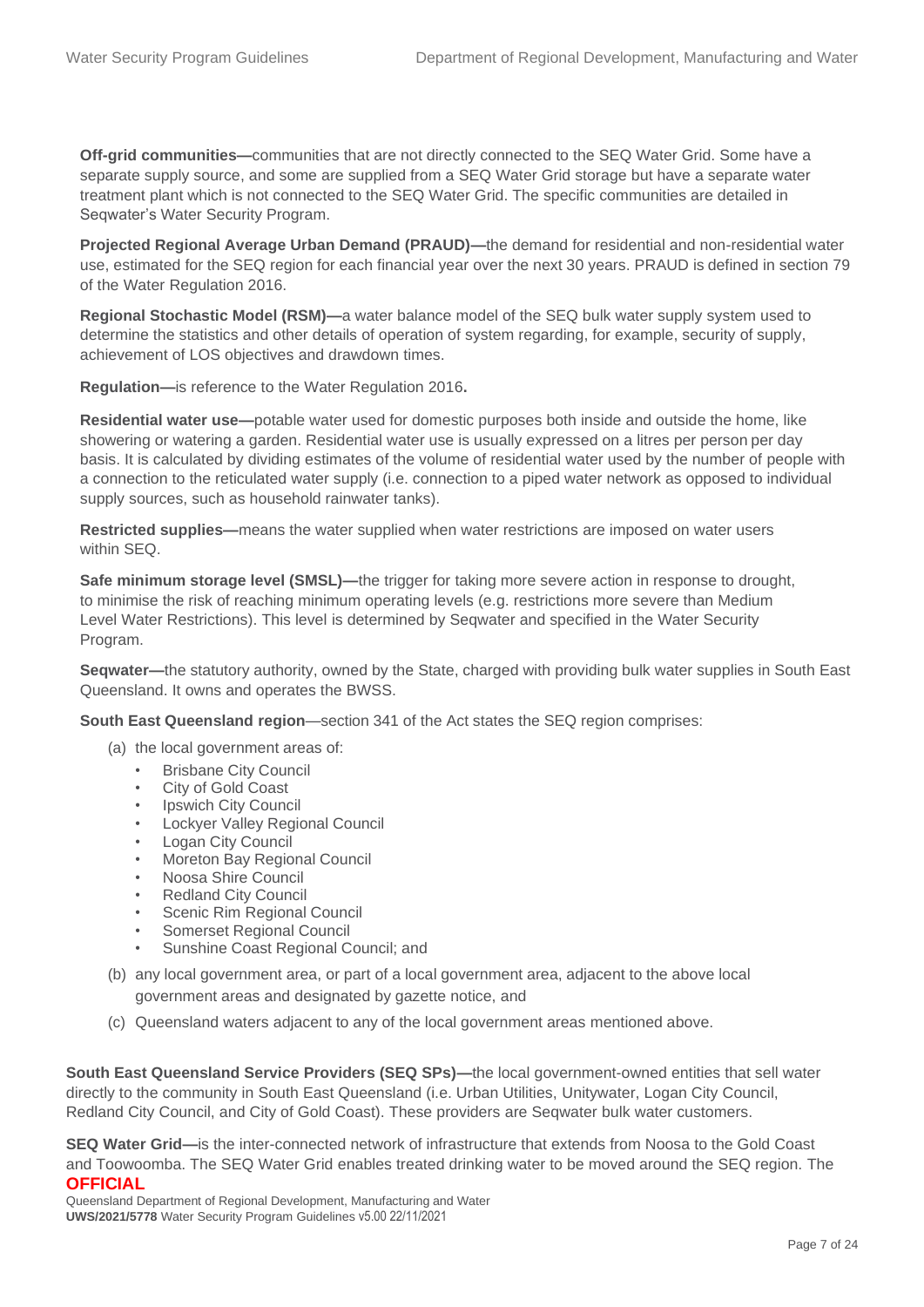**Off-grid communities—**communities that are not directly connected to the SEQ Water Grid. Some have a separate supply source, and some are supplied from a SEQ Water Grid storage but have a separate water treatment plant which is not connected to the SEQ Water Grid. The specific communities are detailed in Seqwater's Water Security Program.

**Projected Regional Average Urban Demand (PRAUD)—**the demand for residential and non-residential water use, estimated for the SEQ region for each financial year over the next 30 years. PRAUD is defined in section 79 of the Water Regulation 2016.

**Regional Stochastic Model (RSM)—**a water balance model of the SEQ bulk water supply system used to determine the statistics and other details of operation of system regarding, for example, security of supply, achievement of LOS objectives and drawdown times.

**Regulation—**is reference to the Water Regulation 2016**.**

**Residential water use—**potable water used for domestic purposes both inside and outside the home, like showering or watering a garden. Residential water use is usually expressed on a litres per person per day basis. It is calculated by dividing estimates of the volume of residential water used by the number of people with a connection to the reticulated water supply (i.e. connection to a piped water network as opposed to individual supply sources, such as household rainwater tanks).

**Restricted supplies—**means the water supplied when water restrictions are imposed on water users within SEQ.

**Safe minimum storage level (SMSL)—**the trigger for taking more severe action in response to drought, to minimise the risk of reaching minimum operating levels (e.g. restrictions more severe than Medium Level Water Restrictions). This level is determined by Seqwater and specified in the Water Security Program.

**Seqwater—**the statutory authority, owned by the State, charged with providing bulk water supplies in South East Queensland. It owns and operates the BWSS.

**South East Queensland region**—section 341 of the Act states the SEQ region comprises:

(a) the local government areas of:
- Brisbane City Council
- City of Gold Coast
- Ipswich City Council
- Lockyer Valley Regional Council
- Logan City Council
- Moreton Bay Regional Council
- Noosa Shire Council
- Redland City Council
- Scenic Rim Regional Council
- Somerset Regional Council
- Sunshine Coast Regional Council; and

(b) any local government area, or part of a local government area, adjacent to the above local government areas and designated by gazette notice, and

(c) Queensland waters adjacent to any of the local government areas mentioned above.

**South East Queensland Service Providers (SEQ SPs)—**the local government-owned entities that sell water directly to the community in South East Queensland (i.e. Urban Utilities, Unitywater, Logan City Council, Redland City Council, and City of Gold Coast). These providers are Seqwater bulk water customers.

**SEQ Water Grid—**is the inter-connected network of infrastructure that extends from Noosa to the Gold Coast and Toowoomba. The SEQ Water Grid enables treated drinking water to be moved around the SEQ region. The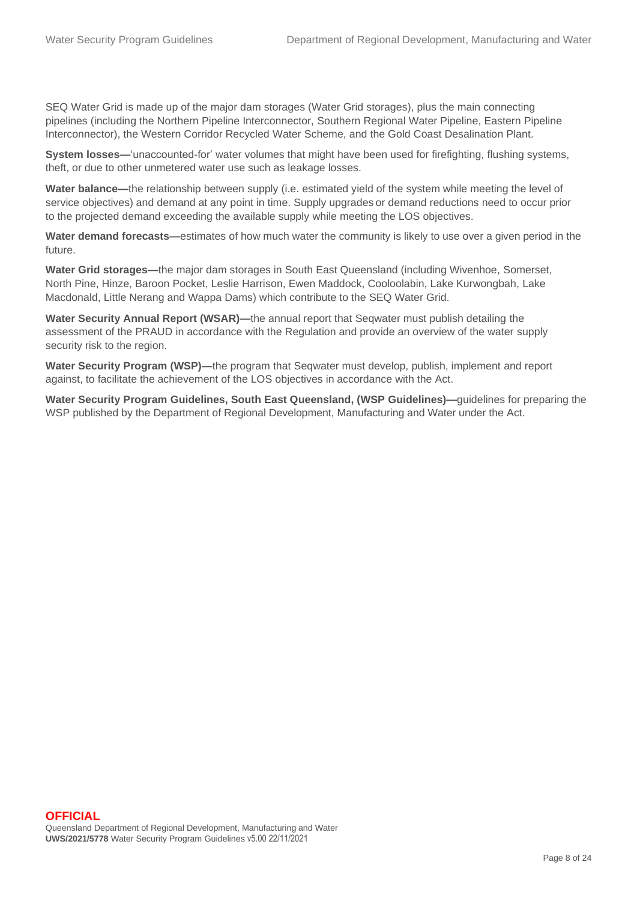SEQ Water Grid is made up of the major dam storages (Water Grid storages), plus the main connecting pipelines (including the Northern Pipeline Interconnector, Southern Regional Water Pipeline, Eastern Pipeline Interconnector), the Western Corridor Recycled Water Scheme, and the Gold Coast Desalination Plant.

**System losses—**'unaccounted-for' water volumes that might have been used for firefighting, flushing systems, theft, or due to other unmetered water use such as leakage losses.

**Water balance—**the relationship between supply (i.e. estimated yield of the system while meeting the level of service objectives) and demand at any point in time. Supply upgrades or demand reductions need to occur prior to the projected demand exceeding the available supply while meeting the LOS objectives.

**Water demand forecasts—**estimates of how much water the community is likely to use over a given period in the future.

**Water Grid storages—**the major dam storages in South East Queensland (including Wivenhoe, Somerset, North Pine, Hinze, Baroon Pocket, Leslie Harrison, Ewen Maddock, Cooloolabin, Lake Kurwongbah, Lake Macdonald, Little Nerang and Wappa Dams) which contribute to the SEQ Water Grid.

**Water Security Annual Report (WSAR)—**the annual report that Seqwater must publish detailing the assessment of the PRAUD in accordance with the Regulation and provide an overview of the water supply security risk to the region.

**Water Security Program (WSP)—**the program that Seqwater must develop, publish, implement and report against, to facilitate the achievement of the LOS objectives in accordance with the Act.

**Water Security Program Guidelines, South East Queensland, (WSP Guidelines)—**guidelines for preparing the WSP published by the Department of Regional Development, Manufacturing and Water under the Act.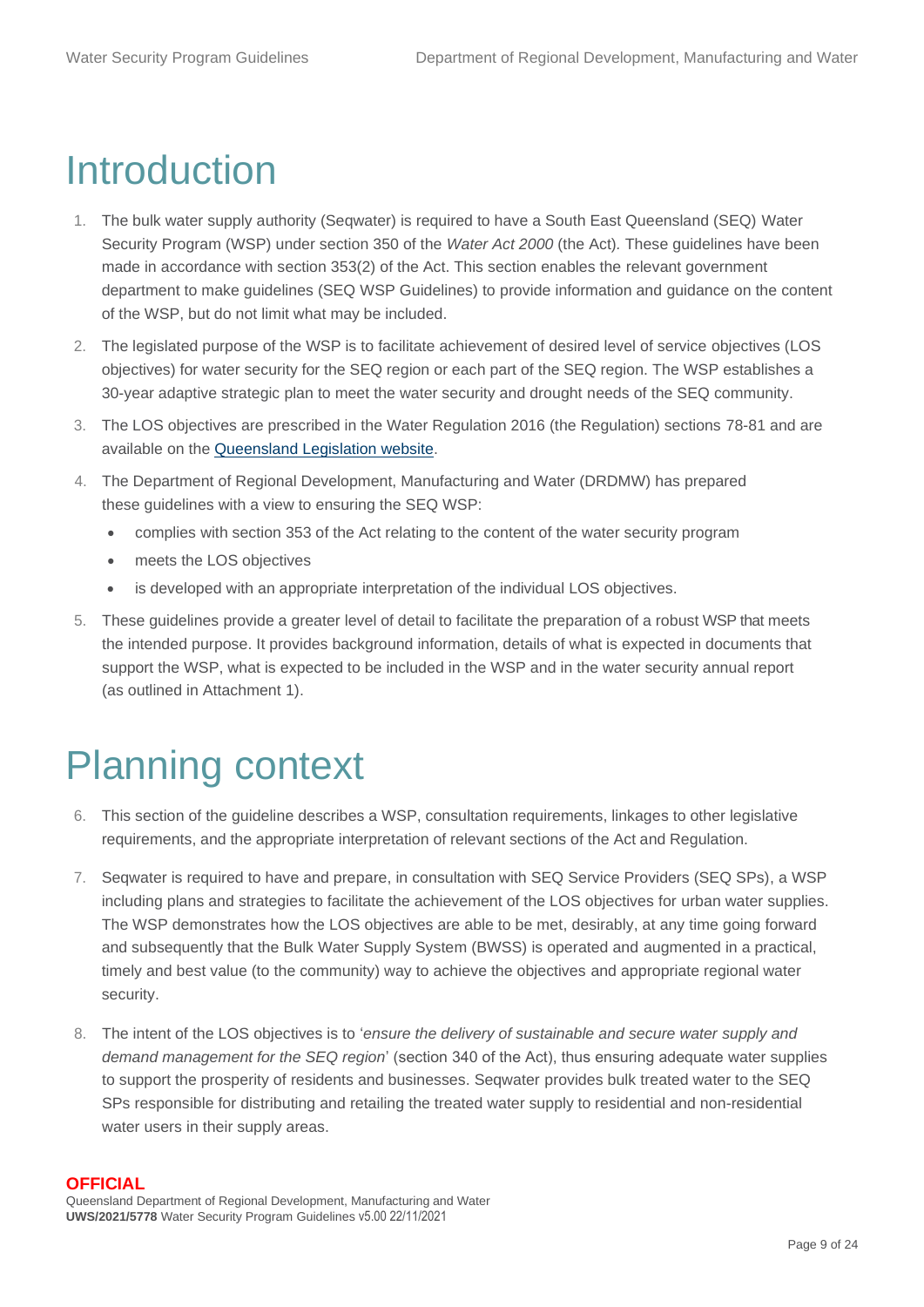# Introduction

1. The bulk water supply authority (Seqwater) is required to have a South East Queensland (SEQ) Water Security Program (WSP) under section 350 of the *Water Act 2000* (the Act). These guidelines have been made in accordance with section 353(2) of the Act. This section enables the relevant government department to make guidelines (SEQ WSP Guidelines) to provide information and guidance on the content of the WSP, but do not limit what may be included.

2. The legislated purpose of the WSP is to facilitate achievement of desired level of service objectives (LOS objectives) for water security for the SEQ region or each part of the SEQ region. The WSP establishes a 30-year adaptive strategic plan to meet the water security and drought needs of the SEQ community.

3. The LOS objectives are prescribed in the Water Regulation 2016 (the Regulation) sections 78-81 and are available on the [Queensland Legislation website](Queensland Legislation website).

4. The Department of Regional Development, Manufacturing and Water (DRDMW) has prepared these guidelines with a view to ensuring the SEQ WSP:
   - complies with section 353 of the Act relating to the content of the water security program
   - meets the LOS objectives
   - is developed with an appropriate interpretation of the individual LOS objectives.

5. These guidelines provide a greater level of detail to facilitate the preparation of a robust WSP that meets the intended purpose. It provides background information, details of what is expected in documents that support the WSP, what is expected to be included in the WSP and in the water security annual report (as outlined in Attachment 1).

# Planning context

6. This section of the guideline describes a WSP, consultation requirements, linkages to other legislative requirements, and the appropriate interpretation of relevant sections of the Act and Regulation.

7. Seqwater is required to have and prepare, in consultation with SEQ Service Providers (SEQ SPs), a WSP including plans and strategies to facilitate the achievement of the LOS objectives for urban water supplies. The WSP demonstrates how the LOS objectives are able to be met, desirably, at any time going forward and subsequently that the Bulk Water Supply System (BWSS) is operated and augmented in a practical, timely and best value (to the community) way to achieve the objectives and appropriate regional water security.

8. The intent of the LOS objectives is to '*ensure the delivery of sustainable and secure water supply and demand management for the SEQ region*' (section 340 of the Act), thus ensuring adequate water supplies to support the prosperity of residents and businesses. Seqwater provides bulk treated water to the SEQ SPs responsible for distributing and retailing the treated water supply to residential and non-residential water users in their supply areas.

**OFFICIAL**
Queensland Department of Regional Development, Manufacturing and Water
**UWS/2021/5778** Water Security Program Guidelines v5.00 22/11/2021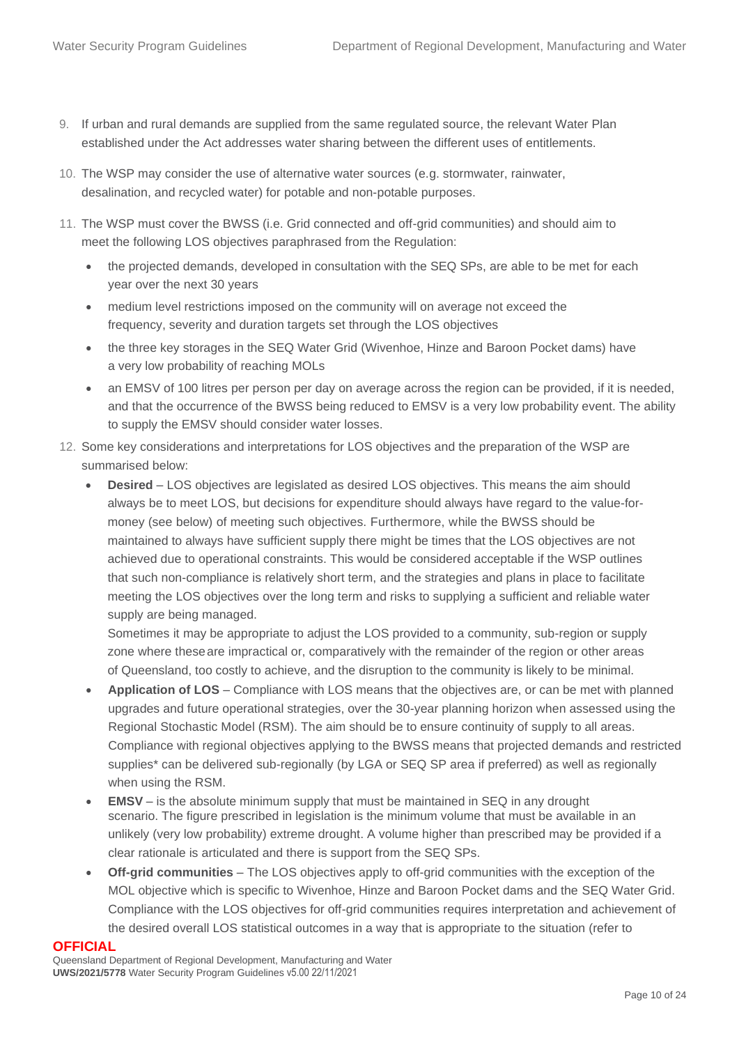9. If urban and rural demands are supplied from the same regulated source, the relevant Water Plan established under the Act addresses water sharing between the different uses of entitlements.
10. The WSP may consider the use of alternative water sources (e.g. stormwater, rainwater, desalination, and recycled water) for potable and non-potable purposes.
11. The WSP must cover the BWSS (i.e. Grid connected and off-grid communities) and should aim to meet the following LOS objectives paraphrased from the Regulation:
    - the projected demands, developed in consultation with the SEQ SPs, are able to be met for each year over the next 30 years
    - medium level restrictions imposed on the community will on average not exceed the frequency, severity and duration targets set through the LOS objectives
    - the three key storages in the SEQ Water Grid (Wivenhoe, Hinze and Baroon Pocket dams) have a very low probability of reaching MOLs
    - an EMSV of 100 litres per person per day on average across the region can be provided, if it is needed, and that the occurrence of the BWSS being reduced to EMSV is a very low probability event. The ability to supply the EMSV should consider water losses.
12. Some key considerations and interpretations for LOS objectives and the preparation of the WSP are summarised below:
    - **Desired** – LOS objectives are legislated as desired LOS objectives. This means the aim should always be to meet LOS, but decisions for expenditure should always have regard to the value-for-money (see below) of meeting such objectives. Furthermore, while the BWSS should be maintained to always have sufficient supply there might be times that the LOS objectives are not achieved due to operational constraints. This would be considered acceptable if the WSP outlines that such non-compliance is relatively short term, and the strategies and plans in place to facilitate meeting the LOS objectives over the long term and risks to supplying a sufficient and reliable water supply are being managed.

      Sometimes it may be appropriate to adjust the LOS provided to a community, sub-region or supply zone where these are impractical or, comparatively with the remainder of the region or other areas of Queensland, too costly to achieve, and the disruption to the community is likely to be minimal.
    - **Application of LOS** – Compliance with LOS means that the objectives are, or can be met with planned upgrades and future operational strategies, over the 30-year planning horizon when assessed using the Regional Stochastic Model (RSM). The aim should be to ensure continuity of supply to all areas. Compliance with regional objectives applying to the BWSS means that projected demands and restricted supplies* can be delivered sub-regionally (by LGA or SEQ SP area if preferred) as well as regionally when using the RSM.
    - **EMSV** – is the absolute minimum supply that must be maintained in SEQ in any drought scenario. The figure prescribed in legislation is the minimum volume that must be available in an unlikely (very low probability) extreme drought. A volume higher than prescribed may be provided if a clear rationale is articulated and there is support from the SEQ SPs.
    - **Off-grid communities** – The LOS objectives apply to off-grid communities with the exception of the MOL objective which is specific to Wivenhoe, Hinze and Baroon Pocket dams and the SEQ Water Grid. Compliance with the LOS objectives for off-grid communities requires interpretation and achievement of the desired overall LOS statistical outcomes in a way that is appropriate to the situation (refer to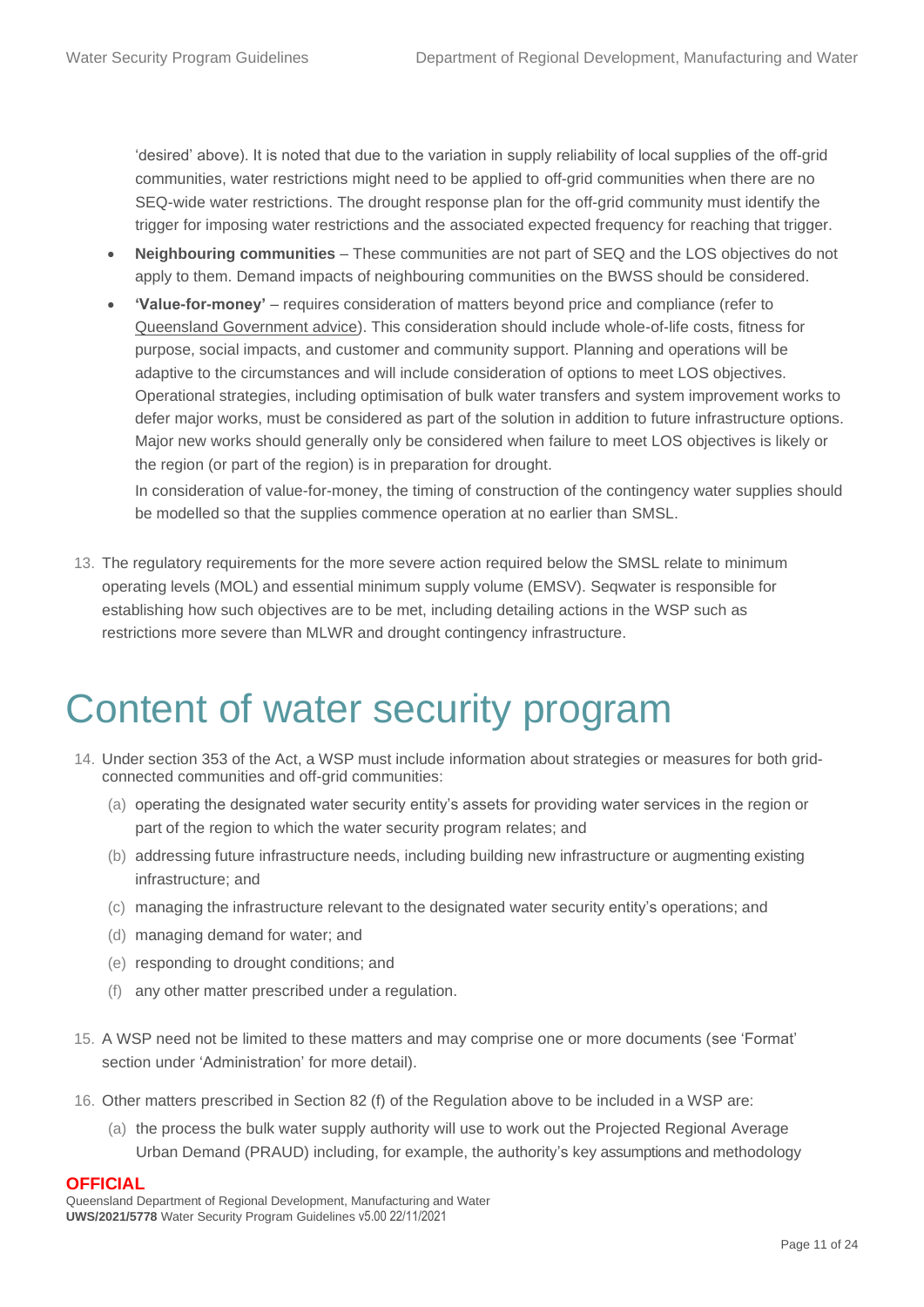'desired' above). It is noted that due to the variation in supply reliability of local supplies of the off-grid communities, water restrictions might need to be applied to off-grid communities when there are no SEQ-wide water restrictions. The drought response plan for the off-grid community must identify the trigger for imposing water restrictions and the associated expected frequency for reaching that trigger.

- **Neighbouring communities** – These communities are not part of SEQ and the LOS objectives do not apply to them. Demand impacts of neighbouring communities on the BWSS should be considered.
- **'Value-for-money'** – requires consideration of matters beyond price and compliance (refer to Queensland Government advice). This consideration should include whole-of-life costs, fitness for purpose, social impacts, and customer and community support. Planning and operations will be adaptive to the circumstances and will include consideration of options to meet LOS objectives. Operational strategies, including optimisation of bulk water transfers and system improvement works to defer major works, must be considered as part of the solution in addition to future infrastructure options. Major new works should generally only be considered when failure to meet LOS objectives is likely or the region (or part of the region) is in preparation for drought.

  In consideration of value-for-money, the timing of construction of the contingency water supplies should be modelled so that the supplies commence operation at no earlier than SMSL.

13. The regulatory requirements for the more severe action required below the SMSL relate to minimum operating levels (MOL) and essential minimum supply volume (EMSV). Seqwater is responsible for establishing how such objectives are to be met, including detailing actions in the WSP such as restrictions more severe than MLWR and drought contingency infrastructure.

# Content of water security program

14. Under section 353 of the Act, a WSP must include information about strategies or measures for both grid-connected communities and off-grid communities:
    (a) operating the designated water security entity's assets for providing water services in the region or part of the region to which the water security program relates; and
    (b) addressing future infrastructure needs, including building new infrastructure or augmenting existing infrastructure; and
    (c) managing the infrastructure relevant to the designated water security entity's operations; and
    (d) managing demand for water; and
    (e) responding to drought conditions; and
    (f) any other matter prescribed under a regulation.

15. A WSP need not be limited to these matters and may comprise one or more documents (see 'Format' section under 'Administration' for more detail).

16. Other matters prescribed in Section 82 (f) of the Regulation above to be included in a WSP are:
    (a) the process the bulk water supply authority will use to work out the Projected Regional Average Urban Demand (PRAUD) including, for example, the authority's key assumptions and methodology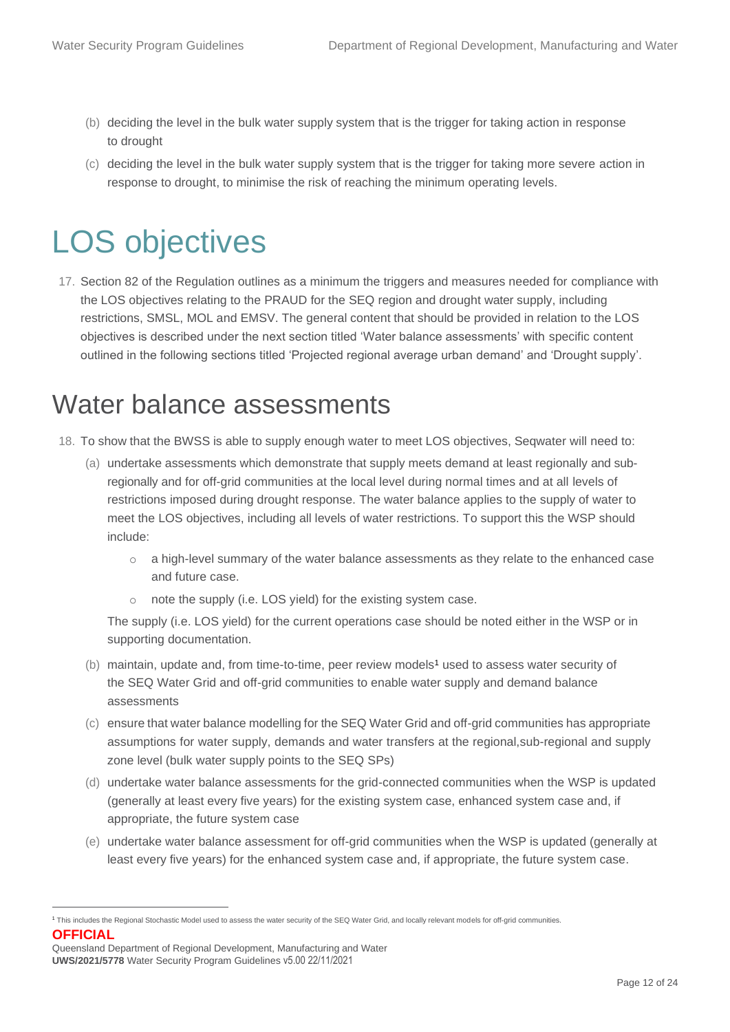(b) deciding the level in the bulk water supply system that is the trigger for taking action in response to drought

(c) deciding the level in the bulk water supply system that is the trigger for taking more severe action in response to drought, to minimise the risk of reaching the minimum operating levels.

# LOS objectives

17. Section 82 of the Regulation outlines as a minimum the triggers and measures needed for compliance with the LOS objectives relating to the PRAUD for the SEQ region and drought water supply, including restrictions, SMSL, MOL and EMSV. The general content that should be provided in relation to the LOS objectives is described under the next section titled 'Water balance assessments' with specific content outlined in the following sections titled 'Projected regional average urban demand' and 'Drought supply'.

## Water balance assessments

18. To show that the BWSS is able to supply enough water to meet LOS objectives, Seqwater will need to:

    (a) undertake assessments which demonstrate that supply meets demand at least regionally and sub-regionally and for off-grid communities at the local level during normal times and at all levels of restrictions imposed during drought response. The water balance applies to the supply of water to meet the LOS objectives, including all levels of water restrictions. To support this the WSP should include:

    - a high-level summary of the water balance assessments as they relate to the enhanced case and future case.
    - note the supply (i.e. LOS yield) for the existing system case.

    The supply (i.e. LOS yield) for the current operations case should be noted either in the WSP or in supporting documentation.

    (b) maintain, update and, from time-to-time, peer review models[1] used to assess water security of the SEQ Water Grid and off-grid communities to enable water supply and demand balance assessments

    (c) ensure that water balance modelling for the SEQ Water Grid and off-grid communities has appropriate assumptions for water supply, demands and water transfers at the regional,sub-regional and supply zone level (bulk water supply points to the SEQ SPs)

    (d) undertake water balance assessments for the grid-connected communities when the WSP is updated (generally at least every five years) for the existing system case, enhanced system case and, if appropriate, the future system case

    (e) undertake water balance assessment for off-grid communities when the WSP is updated (generally at least every five years) for the enhanced system case and, if appropriate, the future system case.

[1] This includes the Regional Stochastic Model used to assess the water security of the SEQ Water Grid, and locally relevant models for off-grid communities.

**OFFICIAL**

Queensland Department of Regional Development, Manufacturing and Water
**UWS/2021/5778** Water Security Program Guidelines v5.00 22/11/2021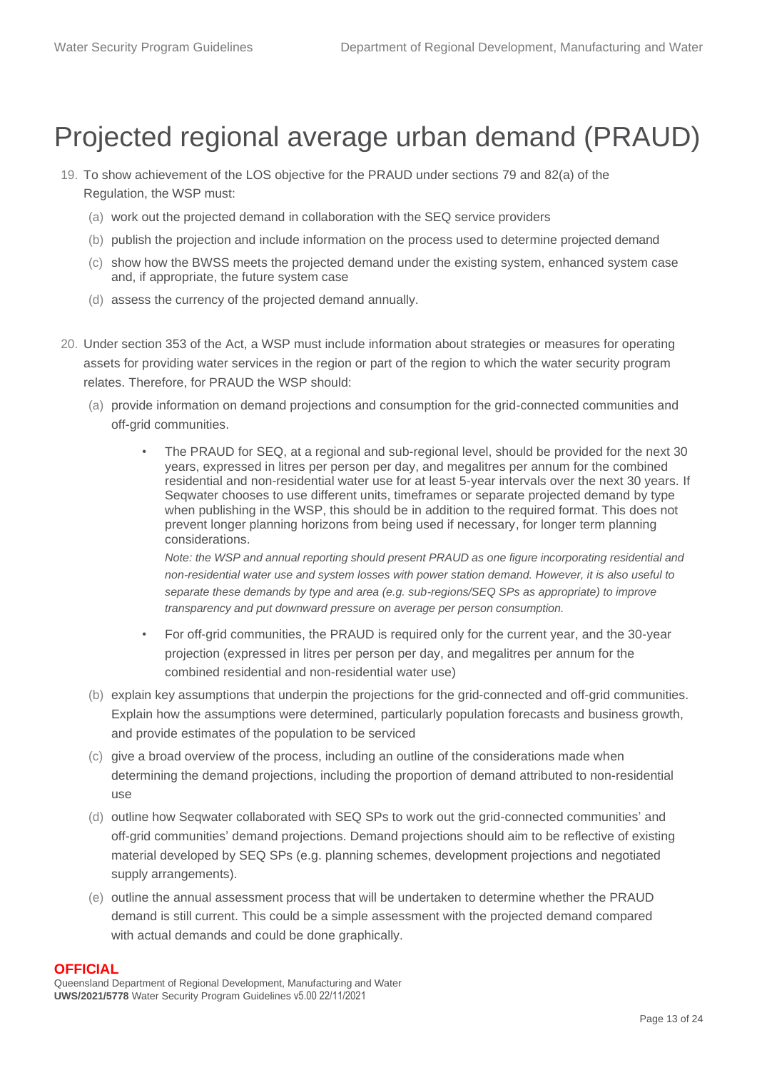# Projected regional average urban demand (PRAUD)

19. To show achievement of the LOS objective for the PRAUD under sections 79 and 82(a) of the Regulation, the WSP must:
    (a) work out the projected demand in collaboration with the SEQ service providers
    (b) publish the projection and include information on the process used to determine projected demand
    (c) show how the BWSS meets the projected demand under the existing system, enhanced system case and, if appropriate, the future system case
    (d) assess the currency of the projected demand annually.

20. Under section 353 of the Act, a WSP must include information about strategies or measures for operating assets for providing water services in the region or part of the region to which the water security program relates. Therefore, for PRAUD the WSP should:
    (a) provide information on demand projections and consumption for the grid-connected communities and off-grid communities.
    - The PRAUD for SEQ, at a regional and sub-regional level, should be provided for the next 30 years, expressed in litres per person per day, and megalitres per annum for the combined residential and non-residential water use for at least 5-year intervals over the next 30 years. If Seqwater chooses to use different units, timeframes or separate projected demand by type when publishing in the WSP, this should be in addition to the required format. This does not prevent longer planning horizons from being used if necessary, for longer term planning considerations.
    
      *Note: the WSP and annual reporting should present PRAUD as one figure incorporating residential and non-residential water use and system losses with power station demand. However, it is also useful to separate these demands by type and area (e.g. sub-regions/SEQ SPs as appropriate) to improve transparency and put downward pressure on average per person consumption.*
    - For off-grid communities, the PRAUD is required only for the current year, and the 30-year projection (expressed in litres per person per day, and megalitres per annum for the combined residential and non-residential water use)
    
    (b) explain key assumptions that underpin the projections for the grid-connected and off-grid communities. Explain how the assumptions were determined, particularly population forecasts and business growth, and provide estimates of the population to be serviced
    (c) give a broad overview of the process, including an outline of the considerations made when determining the demand projections, including the proportion of demand attributed to non-residential use
    (d) outline how Seqwater collaborated with SEQ SPs to work out the grid-connected communities' and off-grid communities' demand projections. Demand projections should aim to be reflective of existing material developed by SEQ SPs (e.g. planning schemes, development projections and negotiated supply arrangements).
    (e) outline the annual assessment process that will be undertaken to determine whether the PRAUD demand is still current. This could be a simple assessment with the projected demand compared with actual demands and could be done graphically.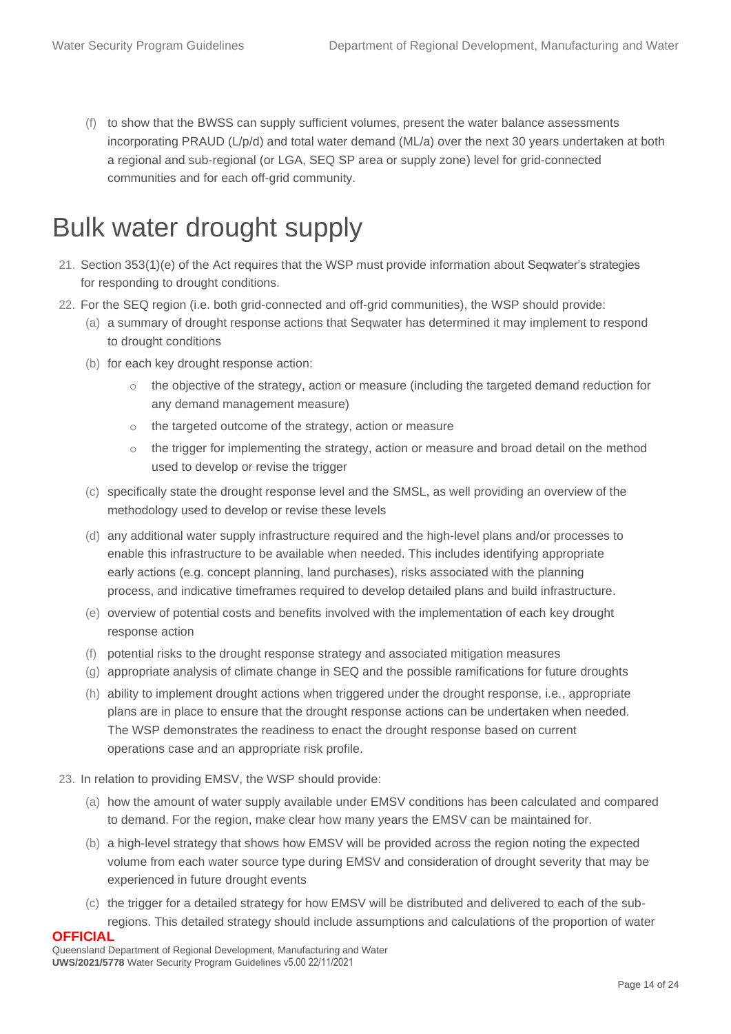(f) to show that the BWSS can supply sufficient volumes, present the water balance assessments incorporating PRAUD (L/p/d) and total water demand (ML/a) over the next 30 years undertaken at both a regional and sub-regional (or LGA, SEQ SP area or supply zone) level for grid-connected communities and for each off-grid community.

# Bulk water drought supply

21. Section 353(1)(e) of the Act requires that the WSP must provide information about Seqwater's strategies for responding to drought conditions.
22. For the SEQ region (i.e. both grid-connected and off-grid communities), the WSP should provide:
    (a) a summary of drought response actions that Seqwater has determined it may implement to respond to drought conditions
    (b) for each key drought response action:
    - the objective of the strategy, action or measure (including the targeted demand reduction for any demand management measure)
    - the targeted outcome of the strategy, action or measure
    - the trigger for implementing the strategy, action or measure and broad detail on the method used to develop or revise the trigger

    (c) specifically state the drought response level and the SMSL, as well providing an overview of the methodology used to develop or revise these levels
    (d) any additional water supply infrastructure required and the high-level plans and/or processes to enable this infrastructure to be available when needed. This includes identifying appropriate early actions (e.g. concept planning, land purchases), risks associated with the planning process, and indicative timeframes required to develop detailed plans and build infrastructure.
    (e) overview of potential costs and benefits involved with the implementation of each key drought response action
    (f) potential risks to the drought response strategy and associated mitigation measures
    (g) appropriate analysis of climate change in SEQ and the possible ramifications for future droughts
    (h) ability to implement drought actions when triggered under the drought response, i.e., appropriate plans are in place to ensure that the drought response actions can be undertaken when needed. The WSP demonstrates the readiness to enact the drought response based on current operations case and an appropriate risk profile.
23. In relation to providing EMSV, the WSP should provide:
    (a) how the amount of water supply available under EMSV conditions has been calculated and compared to demand. For the region, make clear how many years the EMSV can be maintained for.
    (b) a high-level strategy that shows how EMSV will be provided across the region noting the expected volume from each water source type during EMSV and consideration of drought severity that may be experienced in future drought events
    (c) the trigger for a detailed strategy for how EMSV will be distributed and delivered to each of the sub-regions. This detailed strategy should include assumptions and calculations of the proportion of water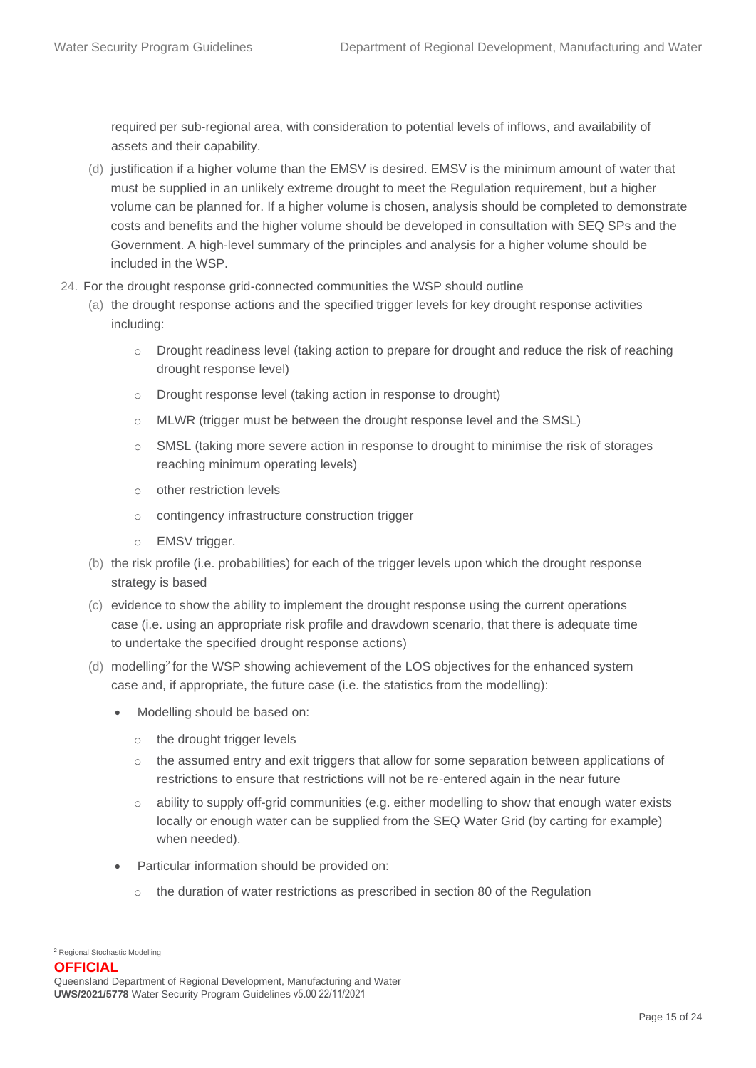required per sub-regional area, with consideration to potential levels of inflows, and availability of assets and their capability.

(d) justification if a higher volume than the EMSV is desired. EMSV is the minimum amount of water that must be supplied in an unlikely extreme drought to meet the Regulation requirement, but a higher volume can be planned for. If a higher volume is chosen, analysis should be completed to demonstrate costs and benefits and the higher volume should be developed in consultation with SEQ SPs and the Government. A high-level summary of the principles and analysis for a higher volume should be included in the WSP.

24. For the drought response grid-connected communities the WSP should outline

(a) the drought response actions and the specified trigger levels for key drought response activities including:

   - Drought readiness level (taking action to prepare for drought and reduce the risk of reaching drought response level)
   - Drought response level (taking action in response to drought)
   - MLWR (trigger must be between the drought response level and the SMSL)
   - SMSL (taking more severe action in response to drought to minimise the risk of storages reaching minimum operating levels)
   - other restriction levels
   - contingency infrastructure construction trigger
   - EMSV trigger.

(b) the risk profile (i.e. probabilities) for each of the trigger levels upon which the drought response strategy is based

(c) evidence to show the ability to implement the drought response using the current operations case (i.e. using an appropriate risk profile and drawdown scenario, that there is adequate time to undertake the specified drought response actions)

(d) modelling[2] for the WSP showing achievement of the LOS objectives for the enhanced system case and, if appropriate, the future case (i.e. the statistics from the modelling):

   - Modelling should be based on:
     - the drought trigger levels
     - the assumed entry and exit triggers that allow for some separation between applications of restrictions to ensure that restrictions will not be re-entered again in the near future
     - ability to supply off-grid communities (e.g. either modelling to show that enough water exists locally or enough water can be supplied from the SEQ Water Grid (by carting for example) when needed).
   - Particular information should be provided on:
     - the duration of water restrictions as prescribed in section 80 of the Regulation

[2] Regional Stochastic Modelling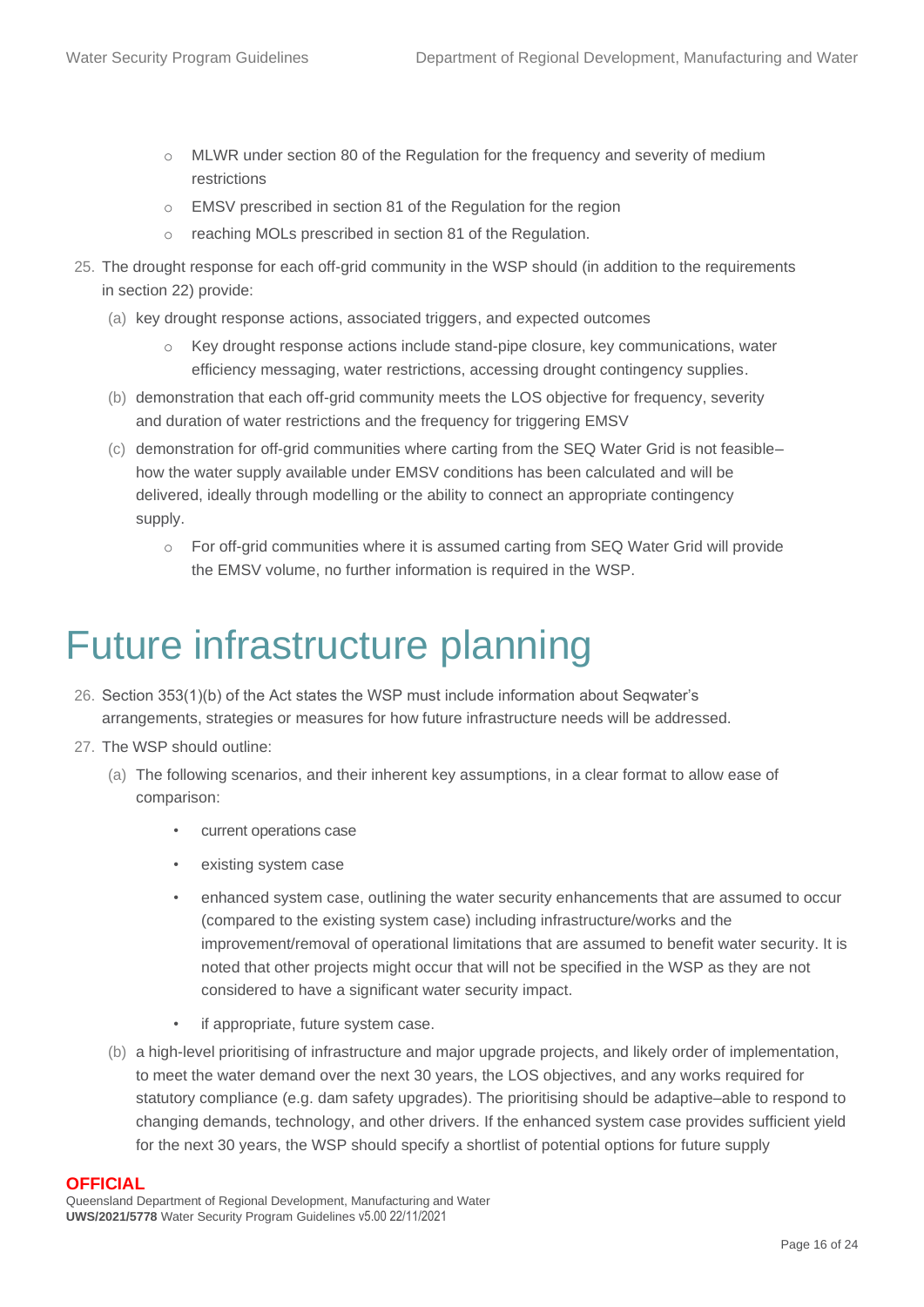- MLWR under section 80 of the Regulation for the frequency and severity of medium restrictions
- EMSV prescribed in section 81 of the Regulation for the region
- reaching MOLs prescribed in section 81 of the Regulation.

25. The drought response for each off-grid community in the WSP should (in addition to the requirements in section 22) provide:
    (a) key drought response actions, associated triggers, and expected outcomes
        - Key drought response actions include stand-pipe closure, key communications, water efficiency messaging, water restrictions, accessing drought contingency supplies.

    (b) demonstration that each off-grid community meets the LOS objective for frequency, severity and duration of water restrictions and the frequency for triggering EMSV

    (c) demonstration for off-grid communities where carting from the SEQ Water Grid is not feasible–how the water supply available under EMSV conditions has been calculated and will be delivered, ideally through modelling or the ability to connect an appropriate contingency supply.
        - For off-grid communities where it is assumed carting from SEQ Water Grid will provide the EMSV volume, no further information is required in the WSP.

# Future infrastructure planning

26. Section 353(1)(b) of the Act states the WSP must include information about Seqwater's arrangements, strategies or measures for how future infrastructure needs will be addressed.

27. The WSP should outline:
    (a) The following scenarios, and their inherent key assumptions, in a clear format to allow ease of comparison:
        - current operations case
        - existing system case
        - enhanced system case, outlining the water security enhancements that are assumed to occur (compared to the existing system case) including infrastructure/works and the improvement/removal of operational limitations that are assumed to benefit water security. It is noted that other projects might occur that will not be specified in the WSP as they are not considered to have a significant water security impact.
        - if appropriate, future system case.

    (b) a high-level prioritising of infrastructure and major upgrade projects, and likely order of implementation, to meet the water demand over the next 30 years, the LOS objectives, and any works required for statutory compliance (e.g. dam safety upgrades). The prioritising should be adaptive–able to respond to changing demands, technology, and other drivers. If the enhanced system case provides sufficient yield for the next 30 years, the WSP should specify a shortlist of potential options for future supply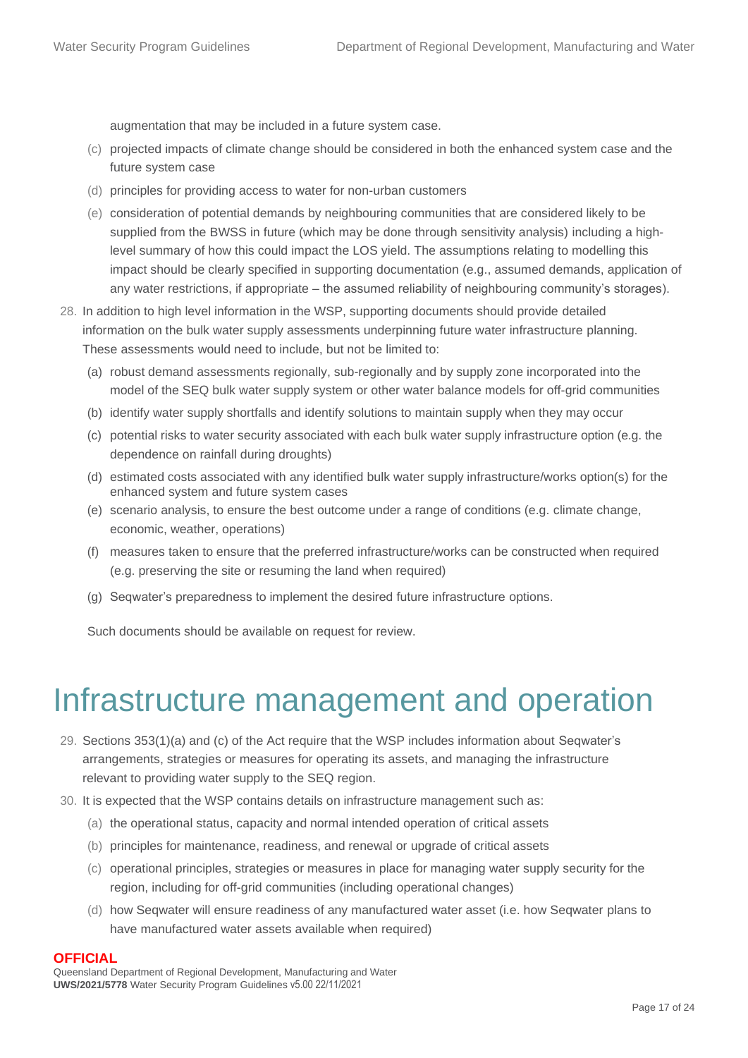augmentation that may be included in a future system case.

(c) projected impacts of climate change should be considered in both the enhanced system case and the future system case

(d) principles for providing access to water for non-urban customers

(e) consideration of potential demands by neighbouring communities that are considered likely to be supplied from the BWSS in future (which may be done through sensitivity analysis) including a high-level summary of how this could impact the LOS yield. The assumptions relating to modelling this impact should be clearly specified in supporting documentation (e.g., assumed demands, application of any water restrictions, if appropriate – the assumed reliability of neighbouring community's storages).

28. In addition to high level information in the WSP, supporting documents should provide detailed information on the bulk water supply assessments underpinning future water infrastructure planning. These assessments would need to include, but not be limited to:

    (a) robust demand assessments regionally, sub-regionally and by supply zone incorporated into the model of the SEQ bulk water supply system or other water balance models for off-grid communities

    (b) identify water supply shortfalls and identify solutions to maintain supply when they may occur

    (c) potential risks to water security associated with each bulk water supply infrastructure option (e.g. the dependence on rainfall during droughts)

    (d) estimated costs associated with any identified bulk water supply infrastructure/works option(s) for the enhanced system and future system cases

    (e) scenario analysis, to ensure the best outcome under a range of conditions (e.g. climate change, economic, weather, operations)

    (f) measures taken to ensure that the preferred infrastructure/works can be constructed when required (e.g. preserving the site or resuming the land when required)

    (g) Seqwater's preparedness to implement the desired future infrastructure options.

    Such documents should be available on request for review.

# Infrastructure management and operation

29. Sections 353(1)(a) and (c) of the Act require that the WSP includes information about Seqwater's arrangements, strategies or measures for operating its assets, and managing the infrastructure relevant to providing water supply to the SEQ region.

30. It is expected that the WSP contains details on infrastructure management such as:

    (a) the operational status, capacity and normal intended operation of critical assets

    (b) principles for maintenance, readiness, and renewal or upgrade of critical assets

    (c) operational principles, strategies or measures in place for managing water supply security for the region, including for off-grid communities (including operational changes)

    (d) how Seqwater will ensure readiness of any manufactured water asset (i.e. how Seqwater plans to have manufactured water assets available when required)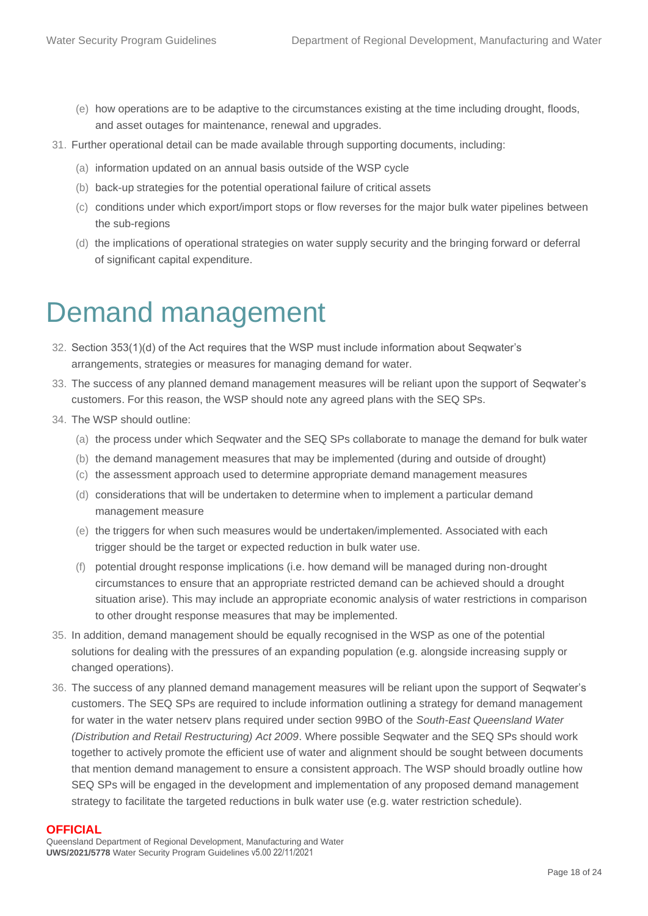(e) how operations are to be adaptive to the circumstances existing at the time including drought, floods, and asset outages for maintenance, renewal and upgrades.

31. Further operational detail can be made available through supporting documents, including:
    (a) information updated on an annual basis outside of the WSP cycle
    (b) back-up strategies for the potential operational failure of critical assets
    (c) conditions under which export/import stops or flow reverses for the major bulk water pipelines between the sub-regions
    (d) the implications of operational strategies on water supply security and the bringing forward or deferral of significant capital expenditure.

# Demand management

32. Section 353(1)(d) of the Act requires that the WSP must include information about Seqwater's arrangements, strategies or measures for managing demand for water.
33. The success of any planned demand management measures will be reliant upon the support of Seqwater's customers. For this reason, the WSP should note any agreed plans with the SEQ SPs.
34. The WSP should outline:
    (a) the process under which Seqwater and the SEQ SPs collaborate to manage the demand for bulk water
    (b) the demand management measures that may be implemented (during and outside of drought)
    (c) the assessment approach used to determine appropriate demand management measures
    (d) considerations that will be undertaken to determine when to implement a particular demand management measure
    (e) the triggers for when such measures would be undertaken/implemented. Associated with each trigger should be the target or expected reduction in bulk water use.
    (f) potential drought response implications (i.e. how demand will be managed during non-drought circumstances to ensure that an appropriate restricted demand can be achieved should a drought situation arise). This may include an appropriate economic analysis of water restrictions in comparison to other drought response measures that may be implemented.
35. In addition, demand management should be equally recognised in the WSP as one of the potential solutions for dealing with the pressures of an expanding population (e.g. alongside increasing supply or changed operations).
36. The success of any planned demand management measures will be reliant upon the support of Seqwater's customers. The SEQ SPs are required to include information outlining a strategy for demand management for water in the water netserv plans required under section 99BO of the *South-East Queensland Water (Distribution and Retail Restructuring) Act 2009*. Where possible Seqwater and the SEQ SPs should work together to actively promote the efficient use of water and alignment should be sought between documents that mention demand management to ensure a consistent approach. The WSP should broadly outline how SEQ SPs will be engaged in the development and implementation of any proposed demand management strategy to facilitate the targeted reductions in bulk water use (e.g. water restriction schedule).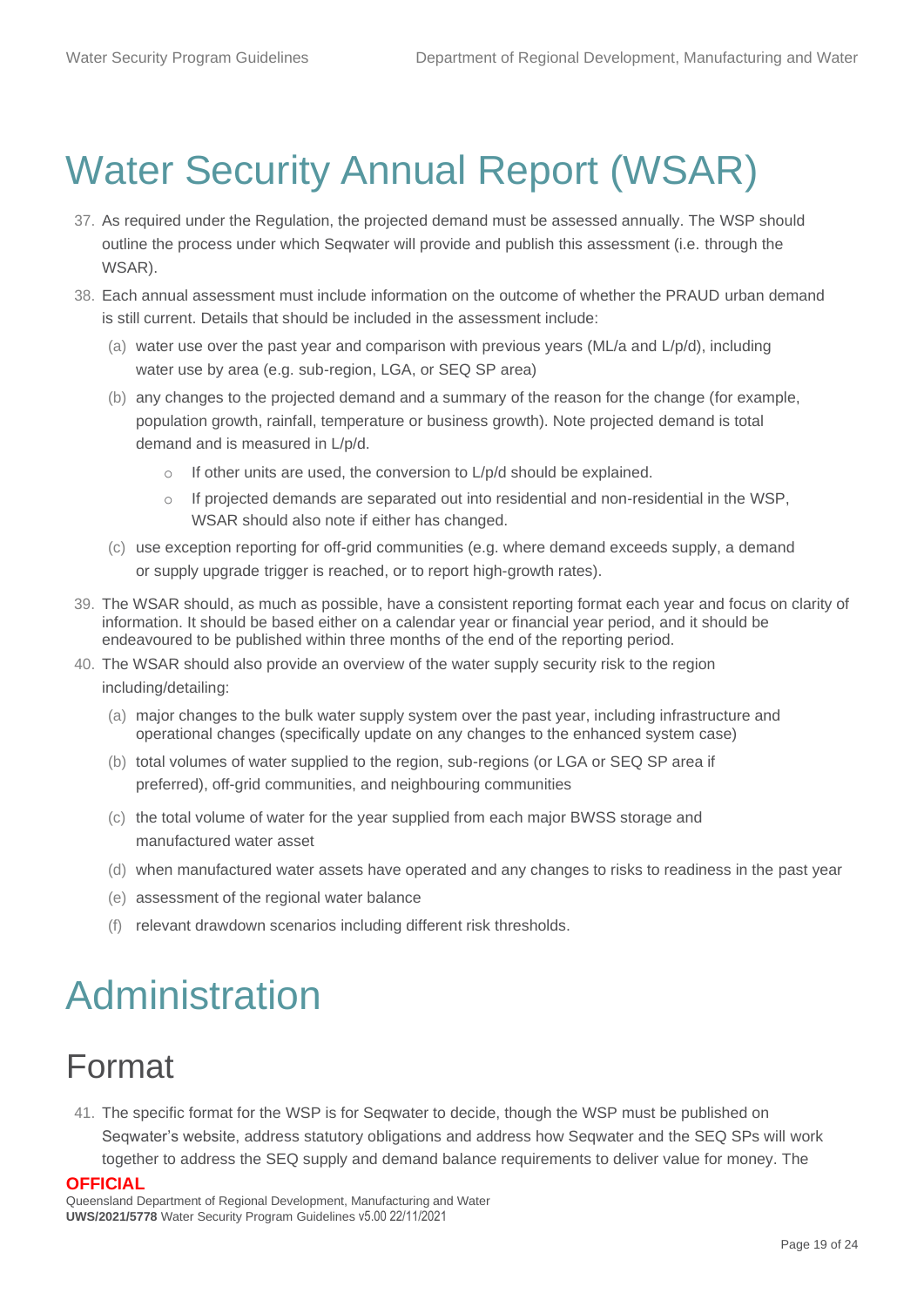# Water Security Annual Report (WSAR)

37. As required under the Regulation, the projected demand must be assessed annually. The WSP should outline the process under which Seqwater will provide and publish this assessment (i.e. through the WSAR).

38. Each annual assessment must include information on the outcome of whether the PRAUD urban demand is still current. Details that should be included in the assessment include:

    (a) water use over the past year and comparison with previous years (ML/a and L/p/d), including water use by area (e.g. sub-region, LGA, or SEQ SP area)

    (b) any changes to the projected demand and a summary of the reason for the change (for example, population growth, rainfall, temperature or business growth). Note projected demand is total demand and is measured in L/p/d.

    - If other units are used, the conversion to L/p/d should be explained.
    - If projected demands are separated out into residential and non-residential in the WSP, WSAR should also note if either has changed.

    (c) use exception reporting for off-grid communities (e.g. where demand exceeds supply, a demand or supply upgrade trigger is reached, or to report high-growth rates).

39. The WSAR should, as much as possible, have a consistent reporting format each year and focus on clarity of information. It should be based either on a calendar year or financial year period, and it should be endeavoured to be published within three months of the end of the reporting period.

40. The WSAR should also provide an overview of the water supply security risk to the region including/detailing:

    (a) major changes to the bulk water supply system over the past year, including infrastructure and operational changes (specifically update on any changes to the enhanced system case)

    (b) total volumes of water supplied to the region, sub-regions (or LGA or SEQ SP area if preferred), off-grid communities, and neighbouring communities

    (c) the total volume of water for the year supplied from each major BWSS storage and manufactured water asset

    (d) when manufactured water assets have operated and any changes to risks to readiness in the past year

    (e) assessment of the regional water balance

    (f) relevant drawdown scenarios including different risk thresholds.

# Administration

## Format

41. The specific format for the WSP is for Seqwater to decide, though the WSP must be published on Seqwater's website, address statutory obligations and address how Seqwater and the SEQ SPs will work together to address the SEQ supply and demand balance requirements to deliver value for money. The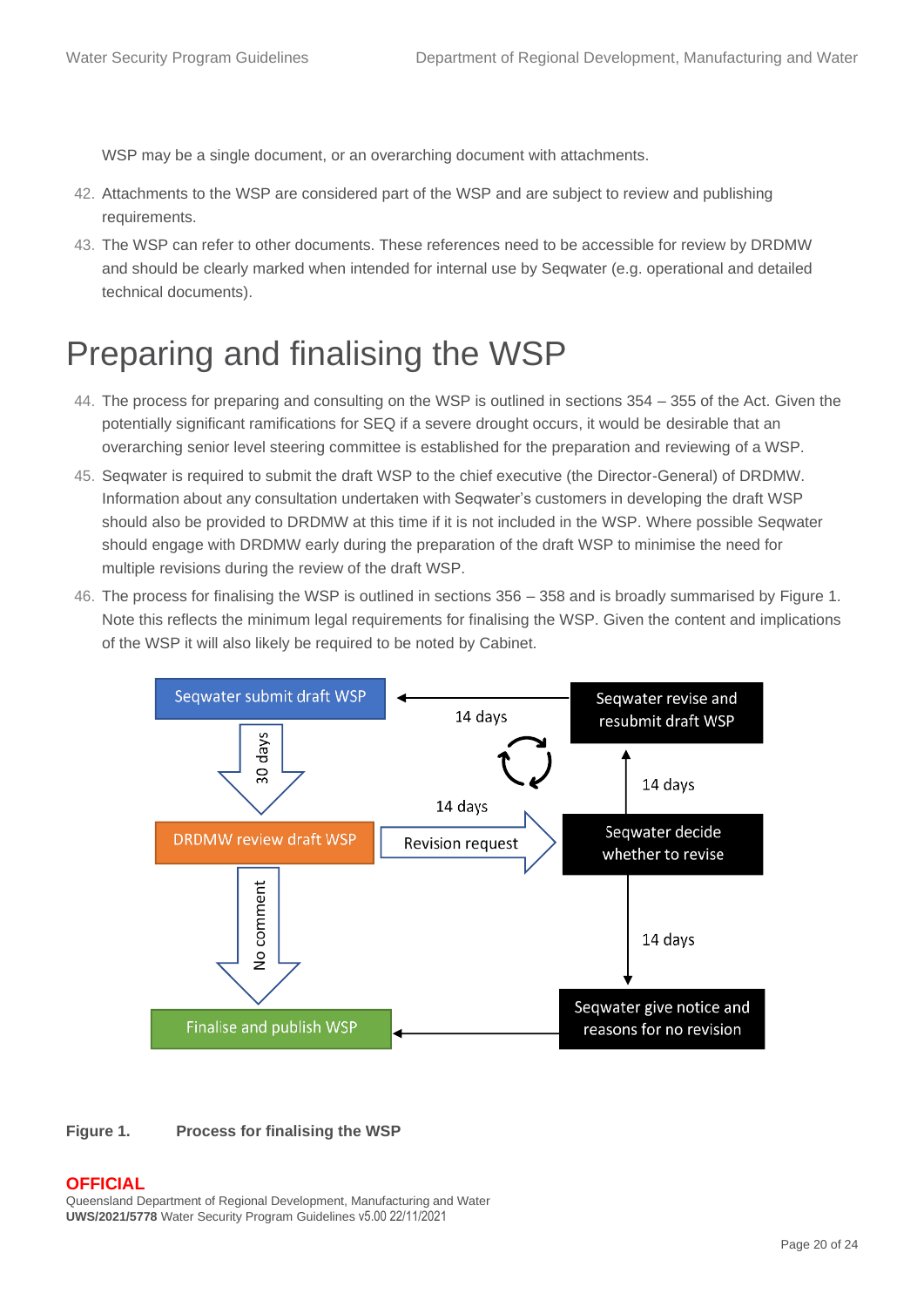WSP may be a single document, or an overarching document with attachments.

42. Attachments to the WSP are considered part of the WSP and are subject to review and publishing requirements.
43. The WSP can refer to other documents. These references need to be accessible for review by DRDMW and should be clearly marked when intended for internal use by Seqwater (e.g. operational and detailed technical documents).

# Preparing and finalising the WSP

44. The process for preparing and consulting on the WSP is outlined in sections 354 – 355 of the Act. Given the potentially significant ramifications for SEQ if a severe drought occurs, it would be desirable that an overarching senior level steering committee is established for the preparation and reviewing of a WSP.
45. Seqwater is required to submit the draft WSP to the chief executive (the Director-General) of DRDMW. Information about any consultation undertaken with Seqwater's customers in developing the draft WSP should also be provided to DRDMW at this time if it is not included in the WSP. Where possible Seqwater should engage with DRDMW early during the preparation of the draft WSP to minimise the need for multiple revisions during the review of the draft WSP.
46. The process for finalising the WSP is outlined in sections 356 – 358 and is broadly summarised by Figure 1. Note this reflects the minimum legal requirements for finalising the WSP. Given the content and implications of the WSP it will also likely be required to be noted by Cabinet.

Seqwater submit draft WSP
30 days
DRDMW review draft WSP
No comment
Finalise and publish WSP
14 days
Revision request
Seqwater decide whether to revise
14 days
Seqwater revise and resubmit draft WSP
14 days
14 days
Seqwater give notice and reasons for no revision

**Figure 1.** **Process for finalising the WSP**

**OFFICIAL**
Queensland Department of Regional Development, Manufacturing and Water
**UWS/2021/5778** Water Security Program Guidelines v5.00 22/11/2021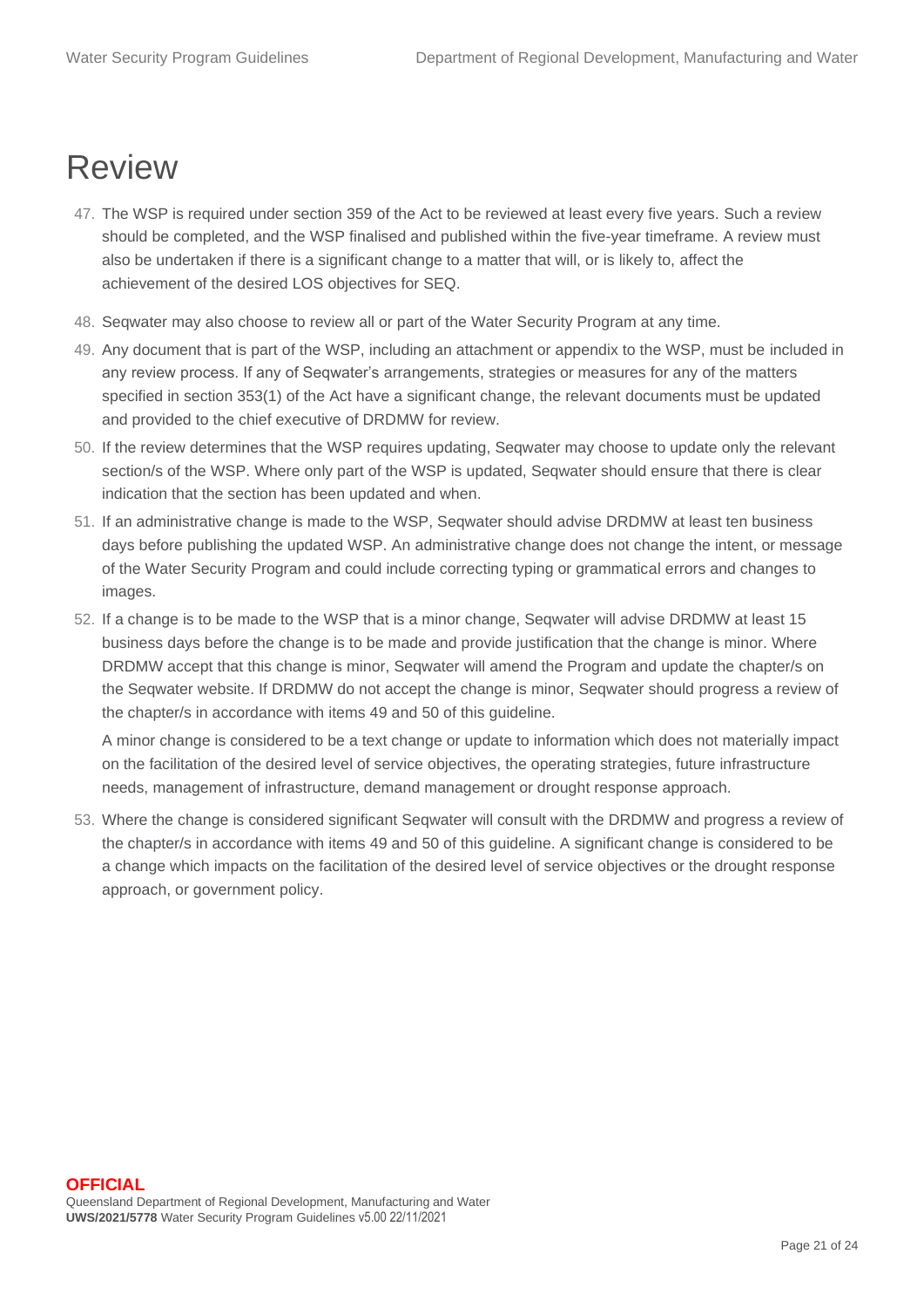# Review

47. The WSP is required under section 359 of the Act to be reviewed at least every five years. Such a review should be completed, and the WSP finalised and published within the five-year timeframe. A review must also be undertaken if there is a significant change to a matter that will, or is likely to, affect the achievement of the desired LOS objectives for SEQ.
48. Seqwater may also choose to review all or part of the Water Security Program at any time.
49. Any document that is part of the WSP, including an attachment or appendix to the WSP, must be included in any review process. If any of Seqwater's arrangements, strategies or measures for any of the matters specified in section 353(1) of the Act have a significant change, the relevant documents must be updated and provided to the chief executive of DRDMW for review.
50. If the review determines that the WSP requires updating, Seqwater may choose to update only the relevant section/s of the WSP. Where only part of the WSP is updated, Seqwater should ensure that there is clear indication that the section has been updated and when.
51. If an administrative change is made to the WSP, Seqwater should advise DRDMW at least ten business days before publishing the updated WSP. An administrative change does not change the intent, or message of the Water Security Program and could include correcting typing or grammatical errors and changes to images.
52. If a change is to be made to the WSP that is a minor change, Seqwater will advise DRDMW at least 15 business days before the change is to be made and provide justification that the change is minor. Where DRDMW accept that this change is minor, Seqwater will amend the Program and update the chapter/s on the Seqwater website. If DRDMW do not accept the change is minor, Seqwater should progress a review of the chapter/s in accordance with items 49 and 50 of this guideline.

    A minor change is considered to be a text change or update to information which does not materially impact on the facilitation of the desired level of service objectives, the operating strategies, future infrastructure needs, management of infrastructure, demand management or drought response approach.
53. Where the change is considered significant Seqwater will consult with the DRDMW and progress a review of the chapter/s in accordance with items 49 and 50 of this guideline. A significant change is considered to be a change which impacts on the facilitation of the desired level of service objectives or the drought response approach, or government policy.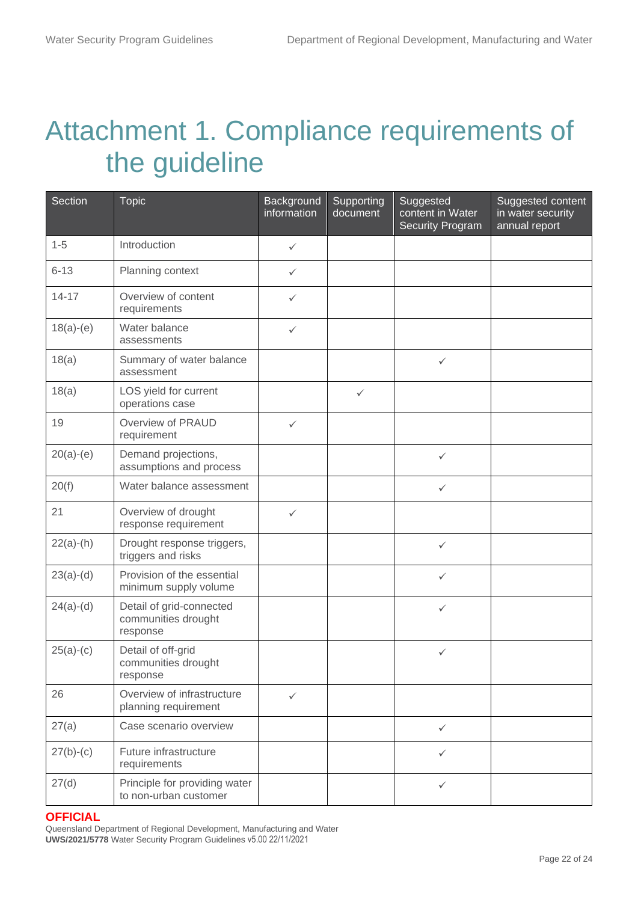# Attachment 1. Compliance requirements of the guideline

| Section | Topic | Background information | Supporting document | Suggested content in Water Security Program | Suggested content in water security annual report |
|---|---|---|---|---|---|
| 1-5 | Introduction | ✓ | | | |
| 6-13 | Planning context | ✓ | | | |
| 14-17 | Overview of content requirements | ✓ | | | |
| 18(a)-(e) | Water balance assessments | ✓ | | | |
| 18(a) | Summary of water balance assessment | | | ✓ | |
| 18(a) | LOS yield for current operations case | | ✓ | | |
| 19 | Overview of PRAUD requirement | ✓ | | | |
| 20(a)-(e) | Demand projections, assumptions and process | | | ✓ | |
| 20(f) | Water balance assessment | | | ✓ | |
| 21 | Overview of drought response requirement | ✓ | | | |
| 22(a)-(h) | Drought response triggers, triggers and risks | | | ✓ | |
| 23(a)-(d) | Provision of the essential minimum supply volume | | | ✓ | |
| 24(a)-(d) | Detail of grid-connected communities drought response | | | ✓ | |
| 25(a)-(c) | Detail of off-grid communities drought response | | | ✓ | |
| 26 | Overview of infrastructure planning requirement | ✓ | | | |
| 27(a) | Case scenario overview | | | ✓ | |
| 27(b)-(c) | Future infrastructure requirements | | | ✓ | |
| 27(d) | Principle for providing water to non-urban customer | | | ✓ | |

**OFFICIAL**

Queensland Department of Regional Development, Manufacturing and Water

**UWS/2021/5778** Water Security Program Guidelines v5.00 22/11/2021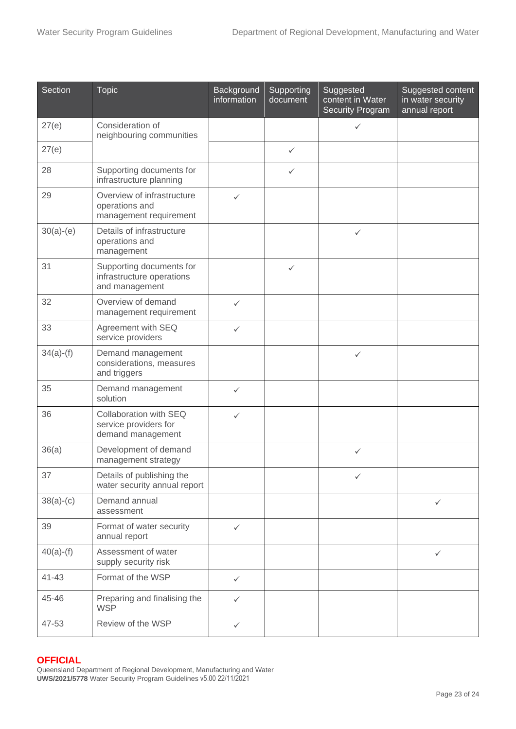| Section | Topic | Background information | Supporting document | Suggested content in Water Security Program | Suggested content in water security annual report |
|---|---|---|---|---|---|
| 27(e) | Consideration of neighbouring communities | | | ✓ | |
| 27(e) | | | ✓ | | |
| 28 | Supporting documents for infrastructure planning | | ✓ | | |
| 29 | Overview of infrastructure operations and management requirement | ✓ | | | |
| 30(a)-(e) | Details of infrastructure operations and management | | | ✓ | |
| 31 | Supporting documents for infrastructure operations and management | | ✓ | | |
| 32 | Overview of demand management requirement | ✓ | | | |
| 33 | Agreement with SEQ service providers | ✓ | | | |
| 34(a)-(f) | Demand management considerations, measures and triggers | | | ✓ | |
| 35 | Demand management solution | ✓ | | | |
| 36 | Collaboration with SEQ service providers for demand management | ✓ | | | |
| 36(a) | Development of demand management strategy | | | ✓ | |
| 37 | Details of publishing the water security annual report | | | ✓ | |
| 38(a)-(c) | Demand annual assessment | | | | ✓ |
| 39 | Format of water security annual report | ✓ | | | |
| 40(a)-(f) | Assessment of water supply security risk | | | | ✓ |
| 41-43 | Format of the WSP | ✓ | | | |
| 45-46 | Preparing and finalising the WSP | ✓ | | | |
| 47-53 | Review of the WSP | ✓ | | | |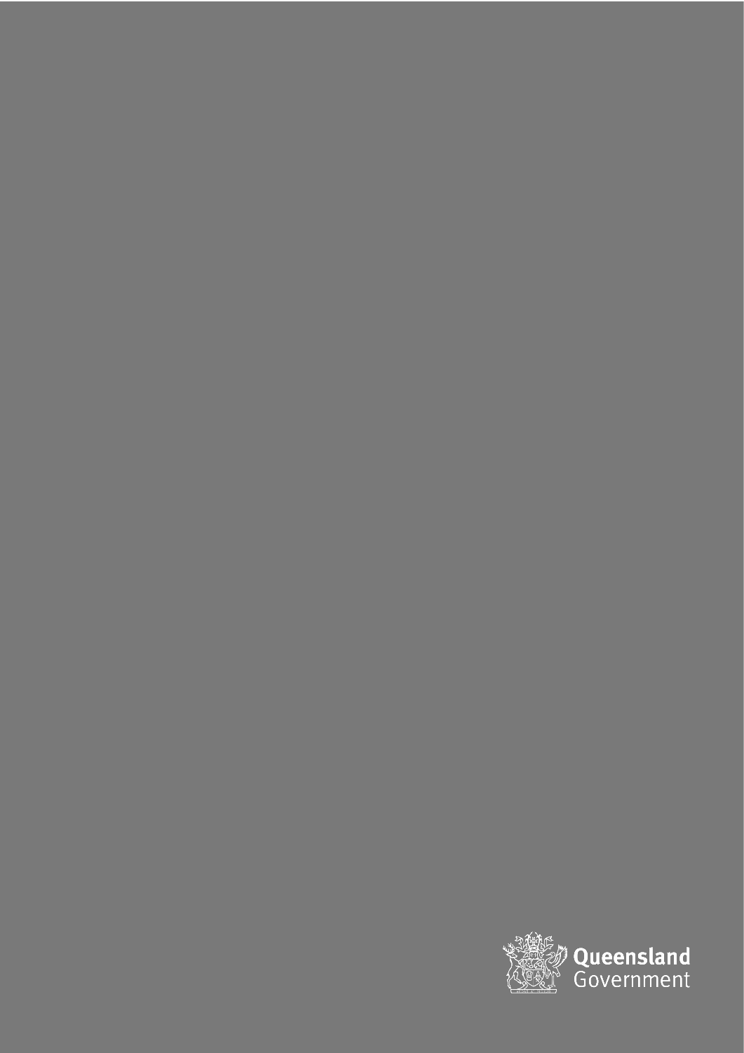Queensland Government